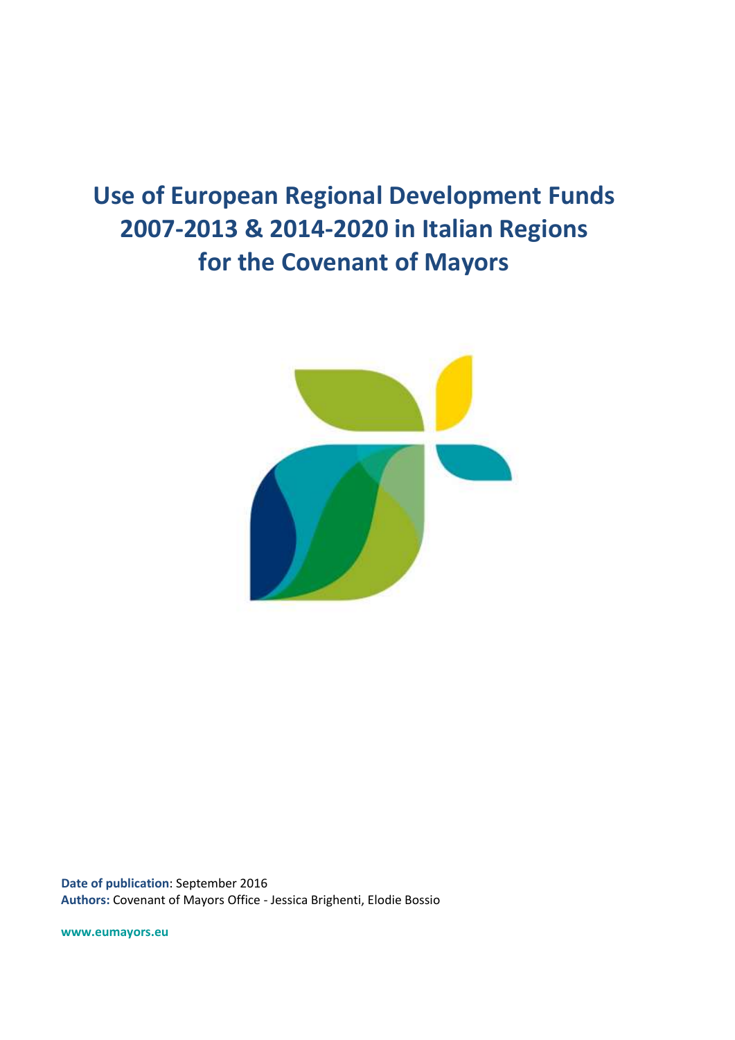# Use of European Regional Development Funds 2007-2013 & 2014-2020 in Italian Regions for the Covenant of Mayors

**Date of publication**: September 2016
**Authors:** Covenant of Mayors Office - Jessica Brighenti, Elodie Bossio

**www.eumayors.eu**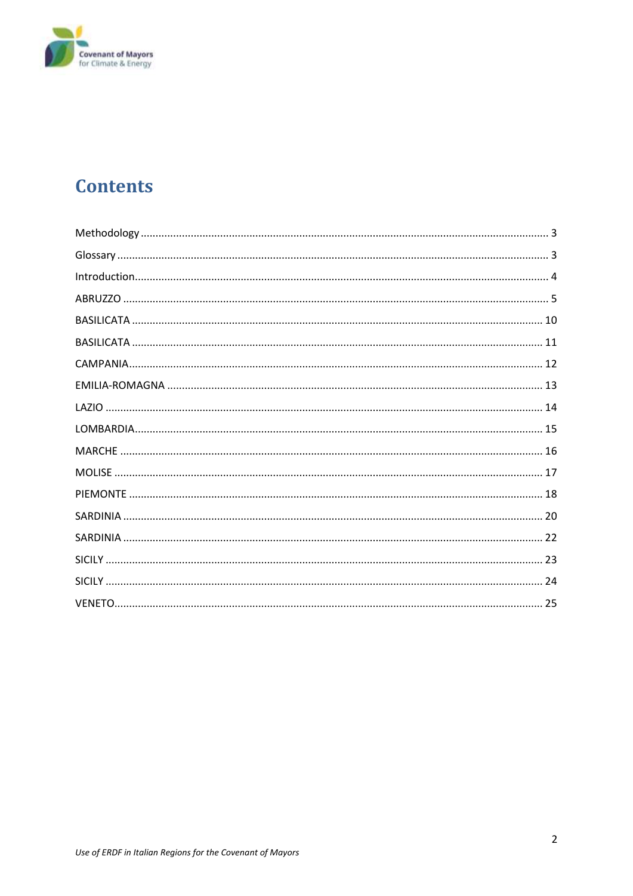# Contents

Methodology ........................................................................................................................ 3

Glossary ................................................................................................................................. 3

Introduction.......................................................................................................................... 4

ABRUZZO .............................................................................................................................. 5

BASILICATA ......................................................................................................................... 10

BASILICATA ......................................................................................................................... 11

CAMPANIA........................................................................................................................... 12

EMILIA-ROMAGNA ............................................................................................................. 13

LAZIO .................................................................................................................................. 14

LOMBARDIA........................................................................................................................ 15

MARCHE ............................................................................................................................. 16

MOLISE ............................................................................................................................... 17

PIEMONTE .......................................................................................................................... 18

SARDINIA ............................................................................................................................ 20

SARDINIA ............................................................................................................................ 22

SICILY .................................................................................................................................. 23

SICILY .................................................................................................................................. 24

VENETO............................................................................................................................... 25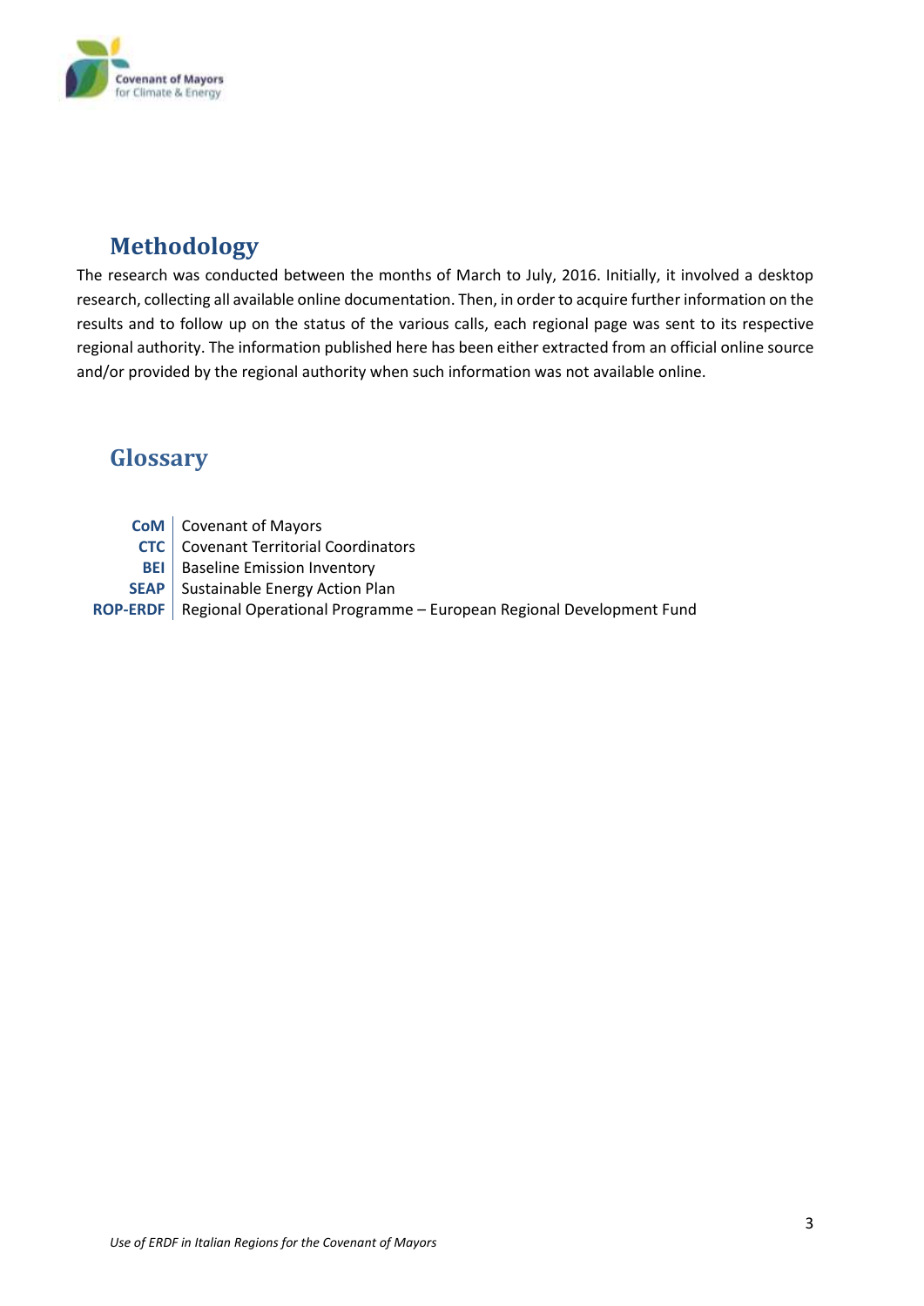## Methodology

The research was conducted between the months of March to July, 2016. Initially, it involved a desktop research, collecting all available online documentation. Then, in order to acquire further information on the results and to follow up on the status of the various calls, each regional page was sent to its respective regional authority. The information published here has been either extracted from an official online source and/or provided by the regional authority when such information was not available online.

## Glossary

| | |
|---|---|
| **CoM** | Covenant of Mayors |
| **CTC** | Covenant Territorial Coordinators |
| **BEI** | Baseline Emission Inventory |
| **SEAP** | Sustainable Energy Action Plan |
| **ROP-ERDF** | Regional Operational Programme – European Regional Development Fund |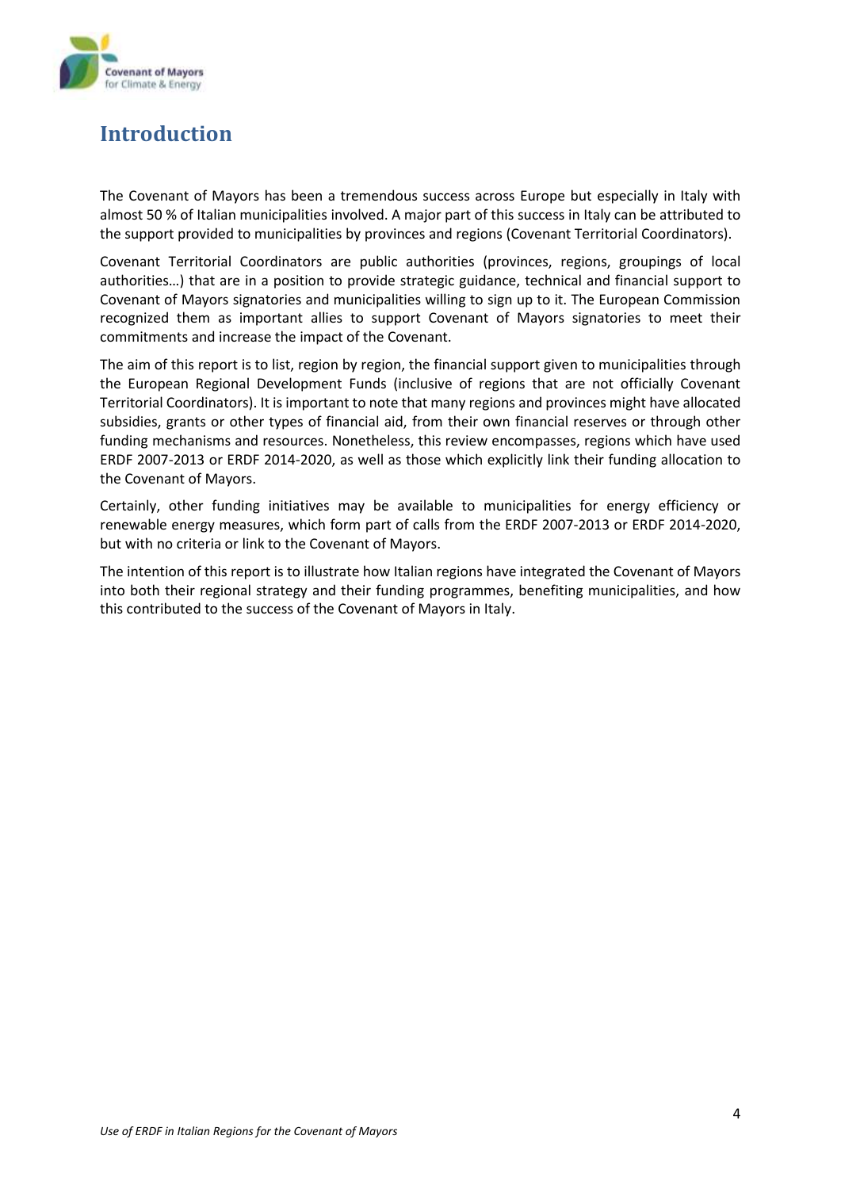# Introduction

The Covenant of Mayors has been a tremendous success across Europe but especially in Italy with almost 50 % of Italian municipalities involved. A major part of this success in Italy can be attributed to the support provided to municipalities by provinces and regions (Covenant Territorial Coordinators).

Covenant Territorial Coordinators are public authorities (provinces, regions, groupings of local authorities…) that are in a position to provide strategic guidance, technical and financial support to Covenant of Mayors signatories and municipalities willing to sign up to it. The European Commission recognized them as important allies to support Covenant of Mayors signatories to meet their commitments and increase the impact of the Covenant.

The aim of this report is to list, region by region, the financial support given to municipalities through the European Regional Development Funds (inclusive of regions that are not officially Covenant Territorial Coordinators). It is important to note that many regions and provinces might have allocated subsidies, grants or other types of financial aid, from their own financial reserves or through other funding mechanisms and resources. Nonetheless, this review encompasses, regions which have used ERDF 2007-2013 or ERDF 2014-2020, as well as those which explicitly link their funding allocation to the Covenant of Mayors.

Certainly, other funding initiatives may be available to municipalities for energy efficiency or renewable energy measures, which form part of calls from the ERDF 2007-2013 or ERDF 2014-2020, but with no criteria or link to the Covenant of Mayors.

The intention of this report is to illustrate how Italian regions have integrated the Covenant of Mayors into both their regional strategy and their funding programmes, benefiting municipalities, and how this contributed to the success of the Covenant of Mayors in Italy.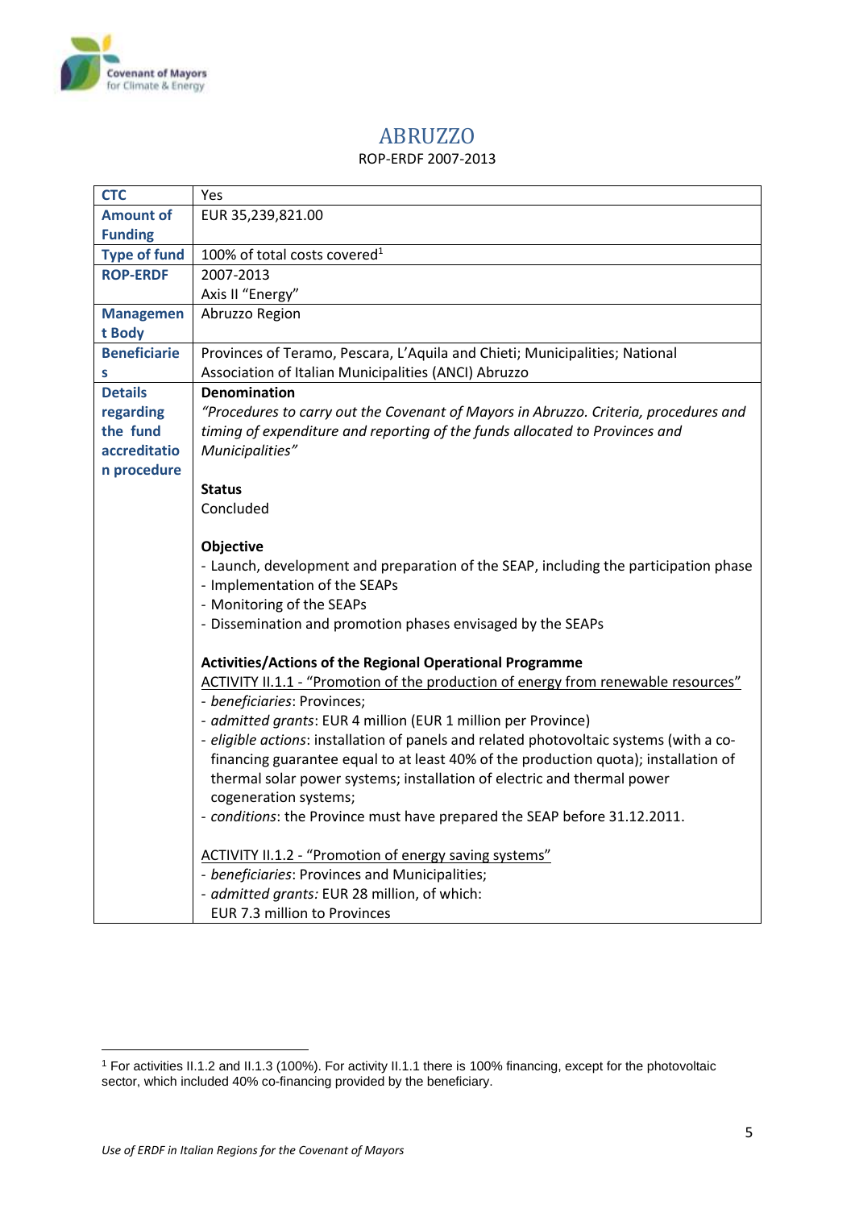# ABRUZZO

ROP-ERDF 2007-2013

| **CTC** | Yes |
|---|---|
| **Amount of Funding** | EUR 35,239,821.00 |
| **Type of fund** | 100% of total costs covered[1] |
| **ROP-ERDF** | 2007-2013<br>Axis II "Energy" |
| **Management Body** | Abruzzo Region |
| **Beneficiaries** | Provinces of Teramo, Pescara, L'Aquila and Chieti; Municipalities; National Association of Italian Municipalities (ANCI) Abruzzo |
| **Details regarding the fund accreditation procedure** | **Denomination**<br>*"Procedures to carry out the Covenant of Mayors in Abruzzo. Criteria, procedures and timing of expenditure and reporting of the funds allocated to Provinces and Municipalities"*<br><br>**Status**<br>Concluded<br><br>**Objective**<br>- Launch, development and preparation of the SEAP, including the participation phase<br>- Implementation of the SEAPs<br>- Monitoring of the SEAPs<br>- Dissemination and promotion phases envisaged by the SEAPs<br><br>**Activities/Actions of the Regional Operational Programme**<br>ACTIVITY II.1.1 - "Promotion of the production of energy from renewable resources"<br>- *beneficiaries*: Provinces;<br>- *admitted grants*: EUR 4 million (EUR 1 million per Province)<br>- *eligible actions*: installation of panels and related photovoltaic systems (with a co-financing guarantee equal to at least 40% of the production quota); installation of thermal solar power systems; installation of electric and thermal power cogeneration systems;<br>- *conditions*: the Province must have prepared the SEAP before 31.12.2011.<br><br>ACTIVITY II.1.2 - "Promotion of energy saving systems"<br>- *beneficiaries*: Provinces and Municipalities;<br>- *admitted grants:* EUR 28 million, of which:<br>EUR 7.3 million to Provinces |

[1] For activities II.1.2 and II.1.3 (100%). For activity II.1.1 there is 100% financing, except for the photovoltaic sector, which included 40% co-financing provided by the beneficiary.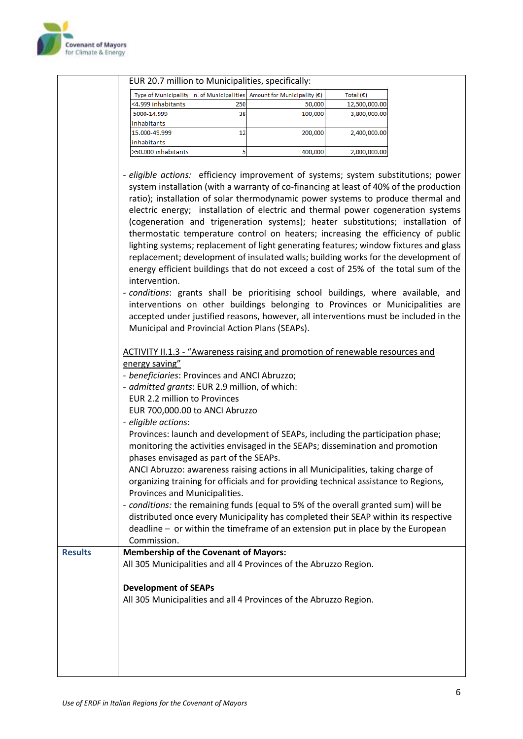| | |
|---|---|
| | EUR 20.7 million to Municipalities, specifically: |

| Type of Municipality | n. of Municipalities | Amount for Municipality (€) | Total (€) |
|---|---|---|---|
| <4.999 inhabitants | 250 | 50,000 | 12,500,000.00 |
| 5000-14.999 inhabitants | 38 | 100,000 | 3,800,000.00 |
| 15.000-49.999 inhabitants | 12 | 200,000 | 2,400,000.00 |
| >50.000 inhabitants | 5 | 400,000 | 2,000,000.00 |

- *eligible actions:* efficiency improvement of systems; system substitutions; power system installation (with a warranty of co-financing at least of 40% of the production ratio); installation of solar thermodynamic power systems to produce thermal and electric energy; installation of electric and thermal power cogeneration systems (cogeneration and trigeneration systems); heater substitutions; installation of thermostatic temperature control on heaters; increasing the efficiency of public lighting systems; replacement of light generating features; window fixtures and glass replacement; development of insulated walls; building works for the development of energy efficient buildings that do not exceed a cost of 25% of the total sum of the intervention.
- *conditions*: grants shall be prioritising school buildings, where available, and interventions on other buildings belonging to Provinces or Municipalities are accepted under justified reasons, however, all interventions must be included in the Municipal and Provincial Action Plans (SEAPs).

<u>ACTIVITY II.1.3 - "Awareness raising and promotion of renewable resources and energy saving"</u>

- *beneficiaries*: Provinces and ANCI Abruzzo;
- *admitted grants*: EUR 2.9 million, of which:
  EUR 2.2 million to Provinces
  EUR 700,000.00 to ANCI Abruzzo
- *eligible actions*:
  Provinces: launch and development of SEAPs, including the participation phase; monitoring the activities envisaged in the SEAPs; dissemination and promotion phases envisaged as part of the SEAPs.
  ANCI Abruzzo: awareness raising actions in all Municipalities, taking charge of organizing training for officials and for providing technical assistance to Regions, Provinces and Municipalities.
- *conditions:* the remaining funds (equal to 5% of the overall granted sum) will be distributed once every Municipality has completed their SEAP within its respective deadline – or within the timeframe of an extension put in place by the European Commission.

| | |
|---|---|
| **Results** | **Membership of the Covenant of Mayors:**<br>All 305 Municipalities and all 4 Provinces of the Abruzzo Region.<br><br>**Development of SEAPs**<br>All 305 Municipalities and all 4 Provinces of the Abruzzo Region. |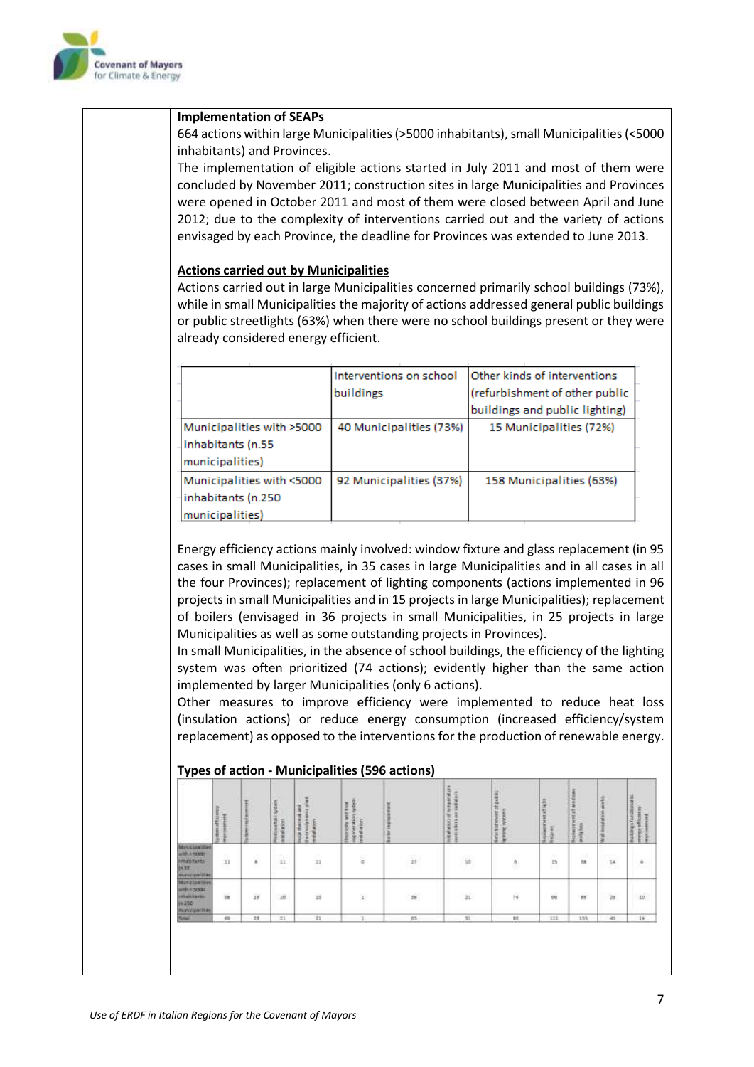**Implementation of SEAPs**

664 actions within large Municipalities (>5000 inhabitants), small Municipalities (<5000 inhabitants) and Provinces.

The implementation of eligible actions started in July 2011 and most of them were concluded by November 2011; construction sites in large Municipalities and Provinces were opened in October 2011 and most of them were closed between April and June 2012; due to the complexity of interventions carried out and the variety of actions envisaged by each Province, the deadline for Provinces was extended to June 2013.

**Actions carried out by Municipalities**

Actions carried out in large Municipalities concerned primarily school buildings (73%), while in small Municipalities the majority of actions addressed general public buildings or public streetlights (63%) when there were no school buildings present or they were already considered energy efficient.

| | Interventions on school buildings | Other kinds of interventions (refurbishment other public buildings and public lighting) |
|---|---|---|
| Municipalities with >5000 inhabitants (n.55 municipalities) | 40 Municipalities (73%) | 15 Municipalities (72%) |
| Municipalities with <5000 inhabitants (n.250 municipalities) | 92 Municipalities (37%) | 158 Municipalities (63%) |

Energy efficiency actions mainly involved: window fixture and glass replacement (in 95 cases in small Municipalities, in 35 cases in large Municipalities and in all cases in all the four Provinces); replacement of lighting components (actions implemented in 96 projects in small Municipalities and in 15 projects in large Municipalities); replacement of boilers (envisaged in 36 projects in small Municipalities, in 25 projects in large Municipalities as well as some outstanding projects in Provinces).

In small Municipalities, in the absence of school buildings, the efficiency of the lighting system was often prioritized (74 actions); evidently higher than the same action implemented by larger Municipalities (only 6 actions).

Other measures to improve efficiency were implemented to reduce heat loss (insulation actions) or reduce energy consumption (increased efficiency/system replacement) as opposed to the interventions for the production of renewable energy.

**Types of action - Municipalities (596 actions)**

| | System efficiency improvement | System replacement | Photovoltaic system installation | Solar thermal and thermodynamic plant installation | Electricity and heat cogeneration system installation | Boiler replacement | Installation of temperature controllers on radiators | Refurbishment of public lighting systems | Replacement of light fixtures | Replacement of window and glass | Wall insulation works | Buildings functional and energy efficiency improvement |
|---|---|---|---|---|---|---|---|---|---|---|---|---|
| Municipalities with >5000 inhabitants (n.55 municipalities) | 11 | 6 | 11 | 11 | 0 | 25 | 10 | 6 | 15 | 35 | 14 | 4 |
| Municipalities with <5000 inhabitants (n.250 municipalities) | 38 | 23 | 10 | 10 | 1 | 36 | 21 | 74 | 96 | 95 | 29 | 10 |
| Total | 49 | 29 | 21 | 21 | 1 | 61 | 31 | 80 | 111 | 130 | 43 | 14 |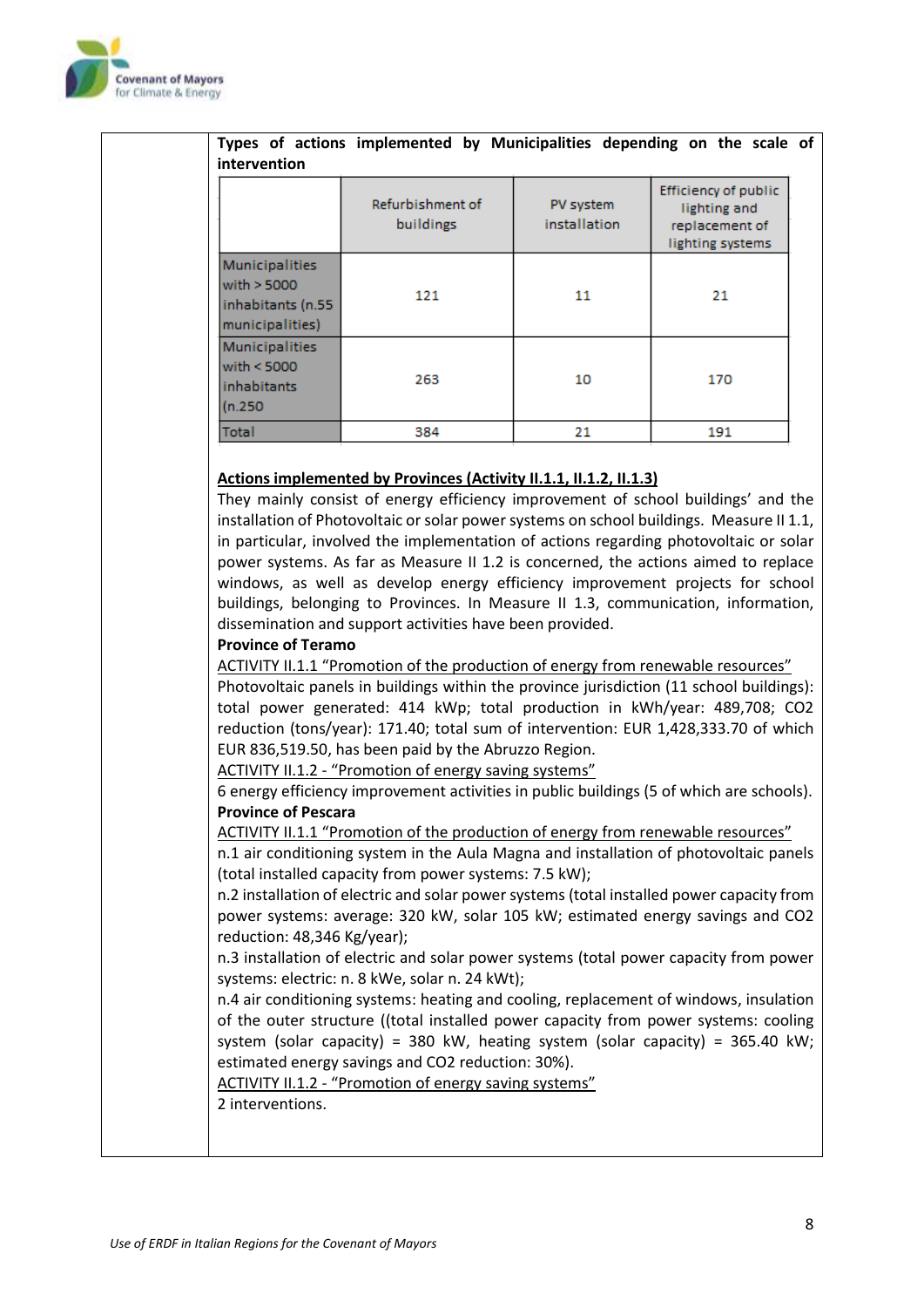**Types of actions implemented by Municipalities depending on the scale of intervention**

| | Refurbishment of buildings | PV system installation | Efficiency of public lighting and replacement of lighting systems |
|---|---|---|---|
| Municipalities with > 5000 inhabitants (n.55 municipalities) | 121 | 11 | 21 |
| Municipalities with < 5000 inhabitants (n.250 | 263 | 10 | 170 |
| Total | 384 | 21 | 191 |

<u>Actions implemented by Provinces (Activity II.1.1, II.1.2, II.1.3)</u>

They mainly consist of energy efficiency improvement of school buildings' and the installation of Photovoltaic or solar power systems on school buildings. Measure II 1.1, in particular, involved the implementation of actions regarding photovoltaic or solar power systems. As far as Measure II 1.2 is concerned, the actions aimed to replace windows, as well as develop energy efficiency improvement projects for school buildings, belonging to Provinces. In Measure II 1.3, communication, information, dissemination and support activities have been provided.

**Province of Teramo**

<u>ACTIVITY II.1.1 "Promotion of the production of energy from renewable resources"</u>

Photovoltaic panels in buildings within the province jurisdiction (11 school buildings): total power generated: 414 kWp; total production in kWh/year: 489,708; $CO_2$ reduction (tons/year): 171.40; total sum of intervention: EUR 1,428,333.70 of which EUR 836,519.50, has been paid by the Abruzzo Region.

<u>ACTIVITY II.1.2 - "Promotion of energy saving systems"</u>

6 energy efficiency improvement activities in public buildings (5 of which are schools).

**Province of Pescara**

<u>ACTIVITY II.1.1 "Promotion of the production of energy from renewable resources"</u>

n.1 air conditioning system in the Aula Magna and installation of photovoltaic panels (total installed capacity from power systems: 7.5 kW);

n.2 installation of electric and solar power systems (total installed power capacity from power systems: average: 320 kW, solar 105 kW; estimated energy savings and $CO_2$ reduction: 48,346 Kg/year);

n.3 installation of electric and solar power systems (total power capacity from power systems: electric: n. 8 kWe, solar n. 24 kWt);

n.4 air conditioning systems: heating and cooling, replacement of windows, insulation of the outer structure ((total installed power capacity from power systems: cooling system (solar capacity) = 380 kW, heating system (solar capacity) = 365.40 kW; estimated energy savings and $CO_2$ reduction: 30%).

<u>ACTIVITY II.1.2 - "Promotion of energy saving systems"</u>

2 interventions.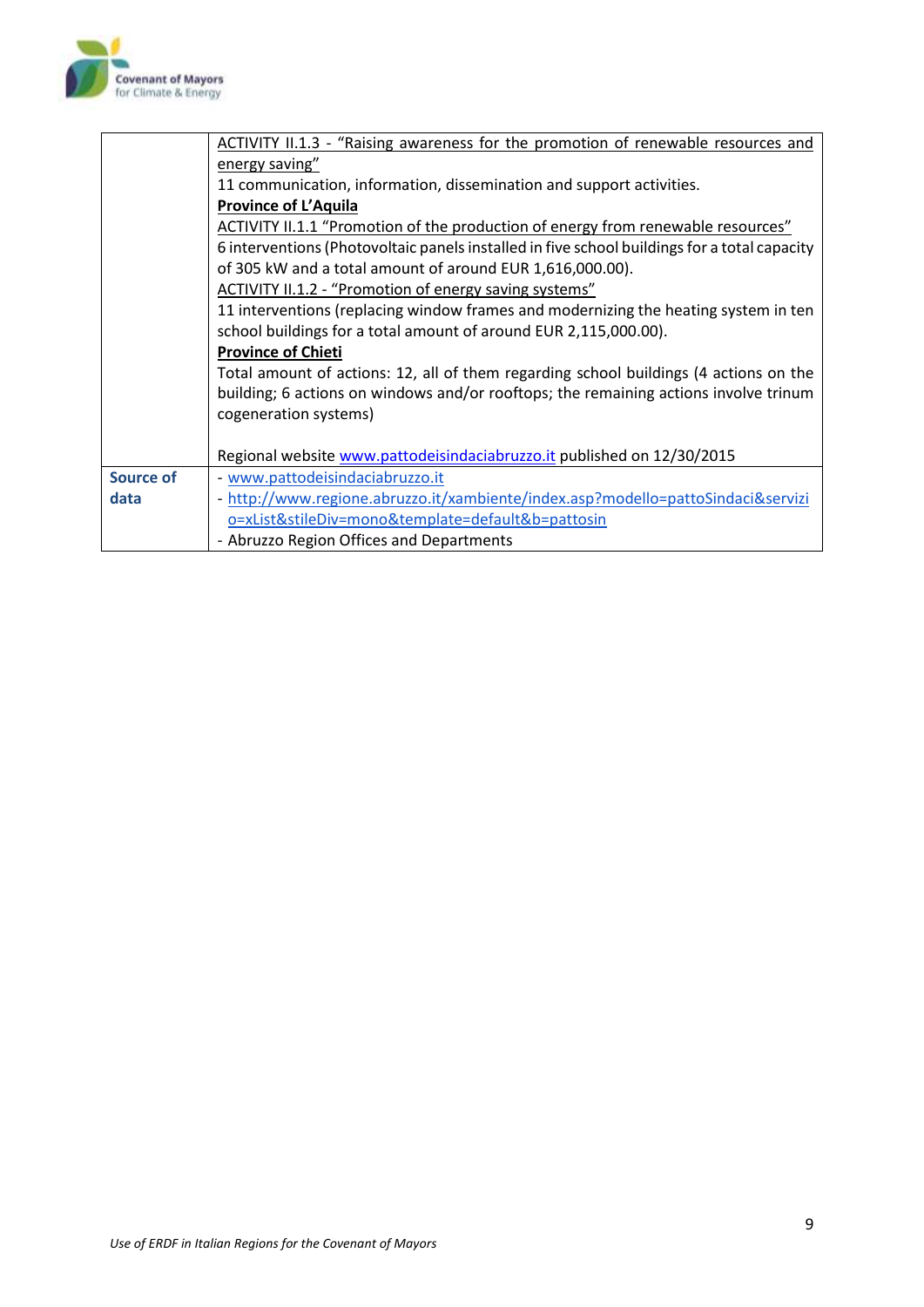| | |
|---|---|
| | ACTIVITY II.1.3 - "Raising awareness for the promotion of renewable resources and energy saving"<br>11 communication, information, dissemination and support activities.<br>**Province of L'Aquila**<br>ACTIVITY II.1.1 "Promotion of the production of energy from renewable resources"<br>6 interventions (Photovoltaic panels installed in five school buildings for a total capacity of 305 kW and a total amount of around EUR 1,616,000.00).<br>ACTIVITY II.1.2 - "Promotion of energy saving systems"<br>11 interventions (replacing window frames and modernizing the heating system in ten school buildings for a total amount of around EUR 2,115,000.00).<br>**Province of Chieti**<br>Total amount of actions: 12, all of them regarding school buildings (4 actions on the building; 6 actions on windows and/or rooftops; the remaining actions involve trinum cogeneration systems)<br><br>Regional website www.pattodeisindaciabruzzo.it published on 12/30/2015 |
| **Source of data** | - www.pattodeisindaciabruzzo.it<br>- http://www.regione.abruzzo.it/xambiente/index.asp?modello=pattoSindaci&servizio=xList&stileDiv=mono&template=default&b=pattosin<br>- Abruzzo Region Offices and Departments |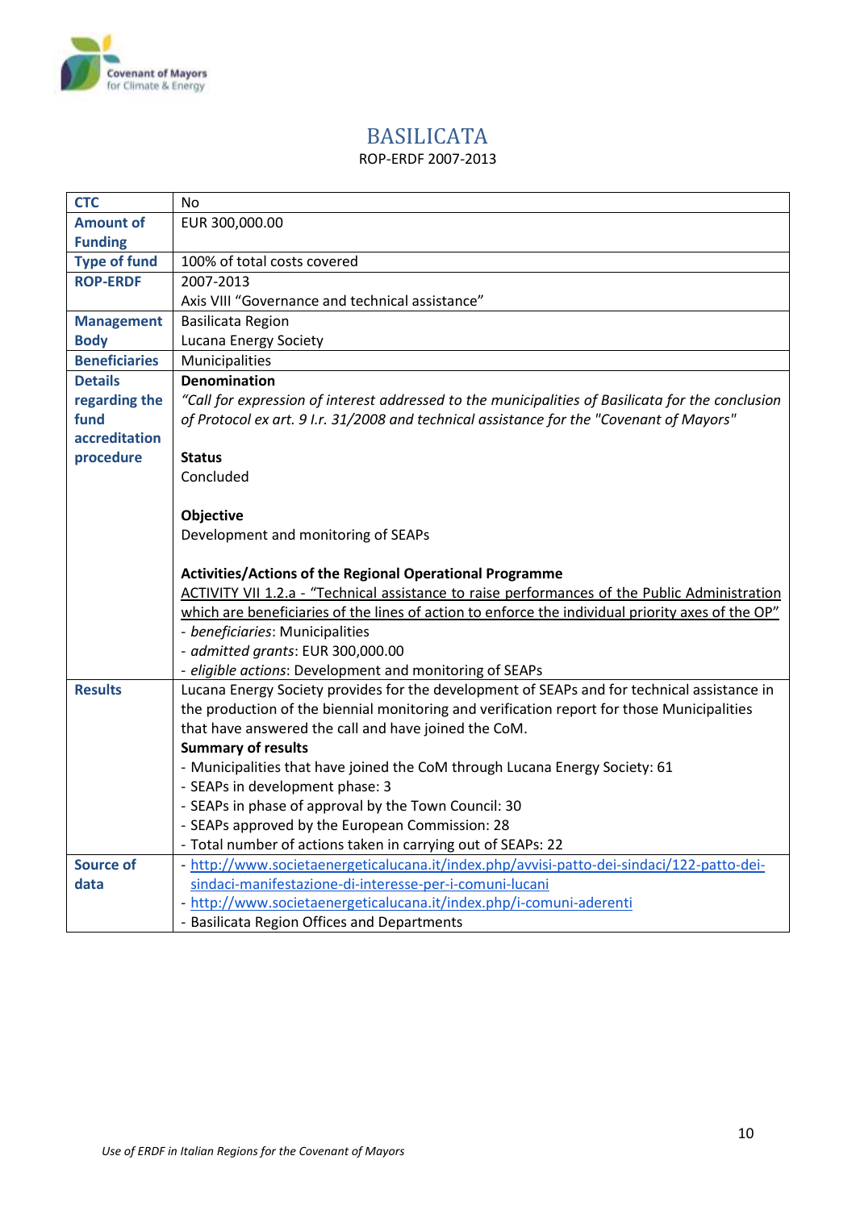# BASILICATA

ROP-ERDF 2007-2013

| | |
|---|---|
| **CTC** | No |
| **Amount of Funding** | EUR 300,000.00 |
| **Type of fund** | 100% of total costs covered |
| **ROP-ERDF** | 2007-2013<br>Axis VIII "Governance and technical assistance" |
| **Management Body** | Basilicata Region<br>Lucana Energy Society |
| **Beneficiaries** | Municipalities |
| **Details regarding the fund accreditation procedure** | **Denomination**<br>*"Call for expression of interest addressed to the municipalities of Basilicata for the conclusion of Protocol ex art. 9 l.r. 31/2008 and technical assistance for the "Covenant of Mayors"*<br><br>**Status**<br>Concluded<br><br>**Objective**<br>Development and monitoring of SEAPs<br><br>**Activities/Actions of the Regional Operational Programme**<br><u>ACTIVITY VII 1.2.a - "Technical assistance to raise performances of the Public Administration which are beneficiaries of the lines of action to enforce the individual priority axes of the OP"</u><br>- *beneficiaries*: Municipalities<br>- *admitted grants*: EUR 300,000.00<br>- *eligible actions*: Development and monitoring of SEAPs |
| **Results** | Lucana Energy Society provides for the development of SEAPs and for technical assistance in the production of the biennial monitoring and verification report for those Municipalities that have answered the call and have joined the CoM.<br>**Summary of results**<br>- Municipalities that have joined the CoM through Lucana Energy Society: 61<br>- SEAPs in development phase: 3<br>- SEAPs in phase of approval by the Town Council: 30<br>- SEAPs approved by the European Commission: 28<br>- Total number of actions taken in carrying out of SEAPs: 22 |
| **Source of data** | - http://www.societaenergeticalucana.it/index.php/avvisi-patto-dei-sindaci/122-patto-dei-sindaci-manifestazione-di-interesse-per-i-comuni-lucani<br>- http://www.societaenergeticalucana.it/index.php/i-comuni-aderenti<br>- Basilicata Region Offices and Departments |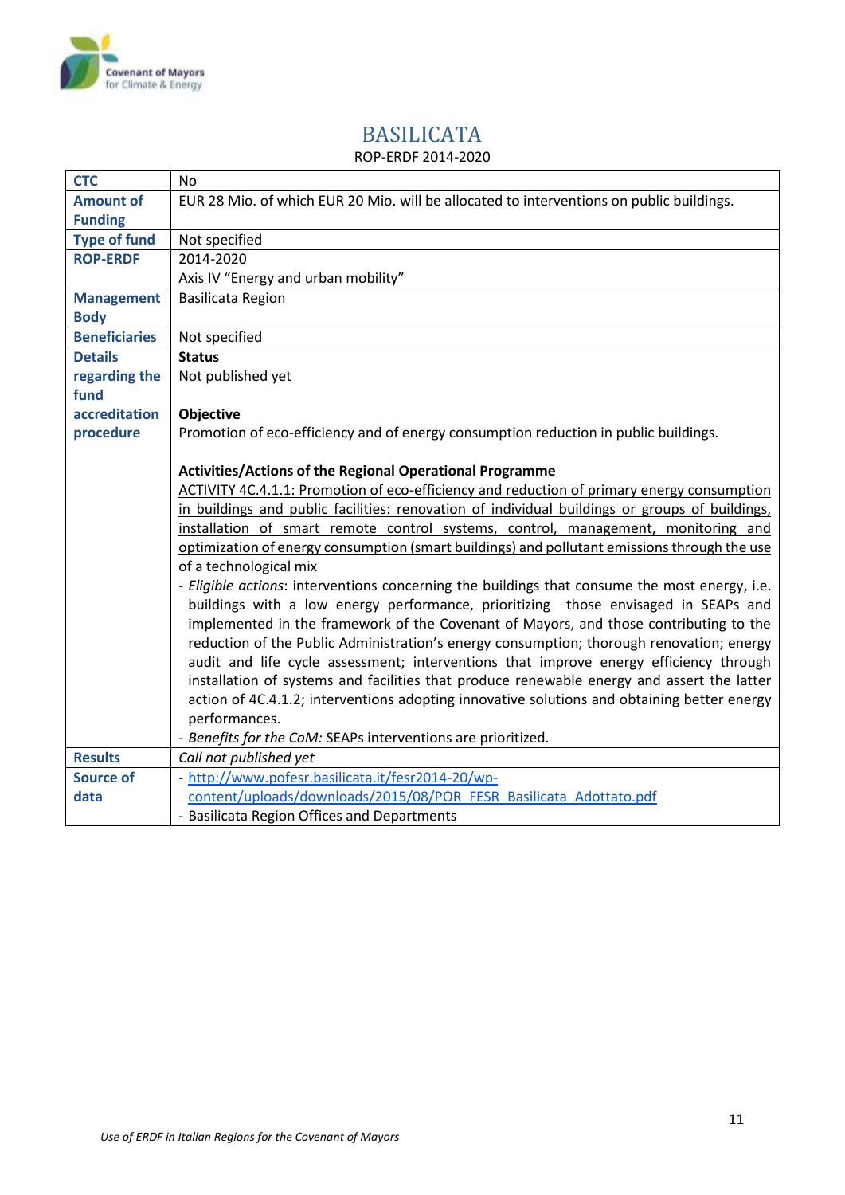# BASILICATA

ROP-ERDF 2014-2020

| | |
|---|---|
| **CTC** | No |
| **Amount of Funding** | EUR 28 Mio. of which EUR 20 Mio. will be allocated to interventions on public buildings. |
| **Type of fund** | Not specified |
| **ROP-ERDF** | 2014-2020<br>Axis IV "Energy and urban mobility" |
| **Management Body** | Basilicata Region |
| **Beneficiaries** | Not specified |
| **Details regarding the fund accreditation procedure** | **Status**<br>Not published yet<br><br>**Objective**<br>Promotion of eco-efficiency and of energy consumption reduction in public buildings.<br><br>**Activities/Actions of the Regional Operational Programme**<br>ACTIVITY 4C.4.1.1: Promotion of eco-efficiency and reduction of primary energy consumption in buildings and public facilities: renovation of individual buildings or groups of buildings, installation of smart remote control systems, control, management, monitoring and optimization of energy consumption (smart buildings) and pollutant emissions through the use of a technological mix<br>- *Eligible actions*: interventions concerning the buildings that consume the most energy, i.e. buildings with a low energy performance, prioritizing those envisaged in SEAPs and implemented in the framework of the Covenant of Mayors, and those contributing to the reduction of the Public Administration's energy consumption; thorough renovation; energy audit and life cycle assessment; interventions that improve energy efficiency through installation of systems and facilities that produce renewable energy and assert the latter action of 4C.4.1.2; interventions adopting innovative solutions and obtaining better energy performances.<br>- *Benefits for the CoM:* SEAPs interventions are prioritized. |
| **Results** | *Call not published yet* |
| **Source of data** | - http://www.pofesr.basilicata.it/fesr2014-20/wp-content/uploads/downloads/2015/08/POR_FESR_Basilicata_Adottato.pdf<br>- Basilicata Region Offices and Departments |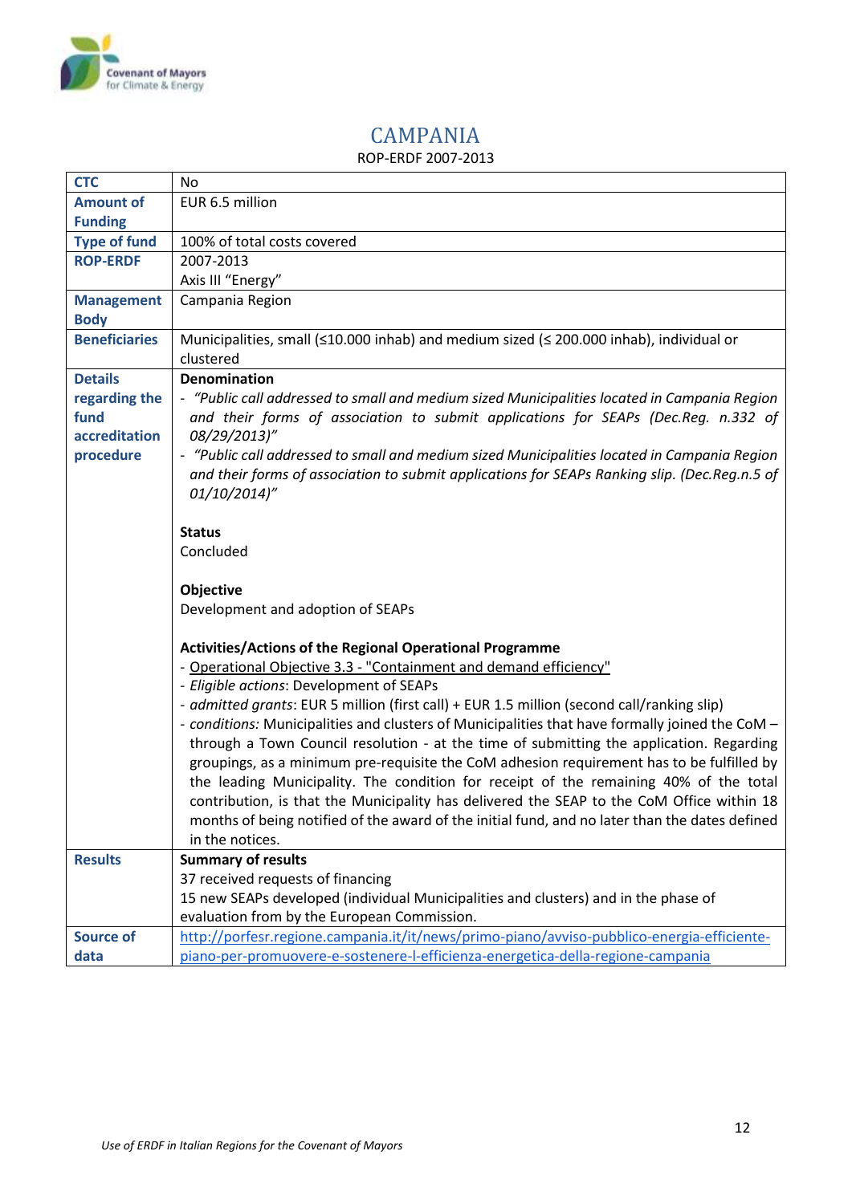# CAMPANIA

ROP-ERDF 2007-2013

| **CTC** | No |
|---|---|
| **Amount of Funding** | EUR 6.5 million |
| **Type of fund** | 100% of total costs covered |
| **ROP-ERDF** | 2007-2013<br>Axis III "Energy" |
| **Management Body** | Campania Region |
| **Beneficiaries** | Municipalities, small (≤10.000 inhab) and medium sized (≤ 200.000 inhab), individual or clustered |
| **Details regarding the fund accreditation procedure** | **Denomination**<br>- *"Public call addressed to small and medium sized Municipalities located in Campania Region and their forms of association to submit applications for SEAPs (Dec.Reg. n.332 of 08/29/2013)"*<br>- *"Public call addressed to small and medium sized Municipalities located in Campania Region and their forms of association to submit applications for SEAPs Ranking slip. (Dec.Reg.n.5 of 01/10/2014)"*<br><br>**Status**<br>Concluded<br><br>**Objective**<br>Development and adoption of SEAPs<br><br>**Activities/Actions of the Regional Operational Programme**<br>- Operational Objective 3.3 - "Containment and demand efficiency"<br>- *Eligible actions*: Development of SEAPs<br>- *admitted grants*: EUR 5 million (first call) + EUR 1.5 million (second call/ranking slip)<br>- *conditions:* Municipalities and clusters of Municipalities that have formally joined the CoM – through a Town Council resolution - at the time of submitting the application. Regarding groupings, as a minimum pre-requisite the CoM adhesion requirement has to be fulfilled by the leading Municipality. The condition for receipt of the remaining 40% of the total contribution, is that the Municipality has delivered the SEAP to the CoM Office within 18 months of being notified of the award of the initial fund, and no later than the dates defined in the notices. |
| **Results** | **Summary of results**<br>37 received requests of financing<br>15 new SEAPs developed (individual Municipalities and clusters) and in the phase of evaluation from by the European Commission. |
| **Source of data** | http://porfesr.regione.campania.it/it/news/primo-piano/avviso-pubblico-energia-efficiente-piano-per-promuovere-e-sostenere-l-efficienza-energetica-della-regione-campania |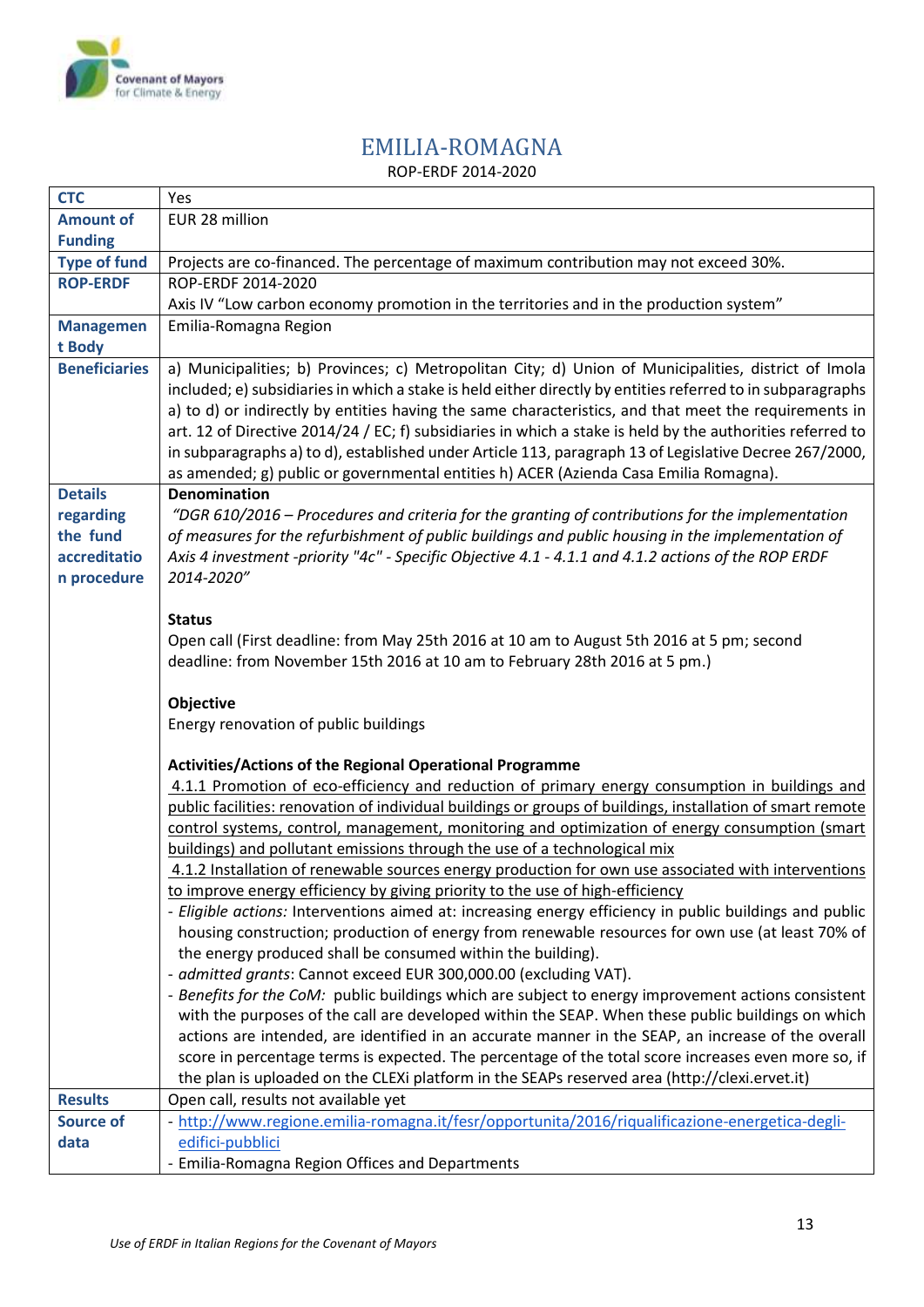# EMILIA-ROMAGNA

ROP-ERDF 2014-2020

| **CTC** | Yes |
|---|---|
| **Amount of Funding** | EUR 28 million |
| **Type of fund** | Projects are co-financed. The percentage of maximum contribution may not exceed 30%. |
| **ROP-ERDF** | ROP-ERDF 2014-2020<br>Axis IV "Low carbon economy promotion in the territories and in the production system" |
| **Management Body** | Emilia-Romagna Region |
| **Beneficiaries** | a) Municipalities; b) Provinces; c) Metropolitan City; d) Union of Municipalities, district of Imola included; e) subsidiaries in which a stake is held either directly by entities referred to in subparagraphs a) to d) or indirectly by entities having the same characteristics, and that meet the requirements in art. 12 of Directive 2014/24 / EC; f) subsidiaries in which a stake is held by the authorities referred to in subparagraphs a) to d), established under Article 113, paragraph 13 of Legislative Decree 267/2000, as amended; g) public or governmental entities h) ACER (Azienda Casa Emilia Romagna). |
| **Details regarding the fund accreditation procedure** | **Denomination**<br>*"DGR 610/2016 – Procedures and criteria for the granting of contributions for the implementation of measures for the refurbishment of public buildings and public housing in the implementation of Axis 4 investment -priority "4c" - Specific Objective 4.1 - 4.1.1 and 4.1.2 actions of the ROP ERDF 2014-2020"*<br><br>**Status**<br>Open call (First deadline: from May 25th 2016 at 10 am to August 5th 2016 at 5 pm; second deadline: from November 15th 2016 at 10 am to February 28th 2016 at 5 pm.)<br><br>**Objective**<br>Energy renovation of public buildings<br><br>**Activities/Actions of the Regional Operational Programme**<br>4.1.1 Promotion of eco-efficiency and reduction of primary energy consumption in buildings and public facilities: renovation of individual buildings or groups of buildings, installation of smart remote control systems, control, management, monitoring and optimization of energy consumption (smart buildings) and pollutant emissions through the use of a technological mix<br>4.1.2 Installation of renewable sources energy production for own use associated with interventions to improve energy efficiency by giving priority to the use of high-efficiency<br>- *Eligible actions:* Interventions aimed at: increasing energy efficiency in public buildings and public housing construction; production of energy from renewable resources for own use (at least 70% of the energy produced shall be consumed within the building).<br>- *admitted grants*: Cannot exceed EUR 300,000.00 (excluding VAT).<br>- *Benefits for the CoM:* public buildings which are subject to energy improvement actions consistent with the purposes of the call are developed within the SEAP. When these public buildings on which actions are intended, are identified in an accurate manner in the SEAP, an increase of the overall score in percentage terms is expected. The percentage of the total score increases even more so, if the plan is uploaded on the CLEXi platform in the SEAPs reserved area (http://clexi.ervet.it) |
| **Results** | Open call, results not available yet |
| **Source of data** | - http://www.regione.emilia-romagna.it/fesr/opportunita/2016/riqualificazione-energetica-degli-edifici-pubblici<br>- Emilia-Romagna Region Offices and Departments |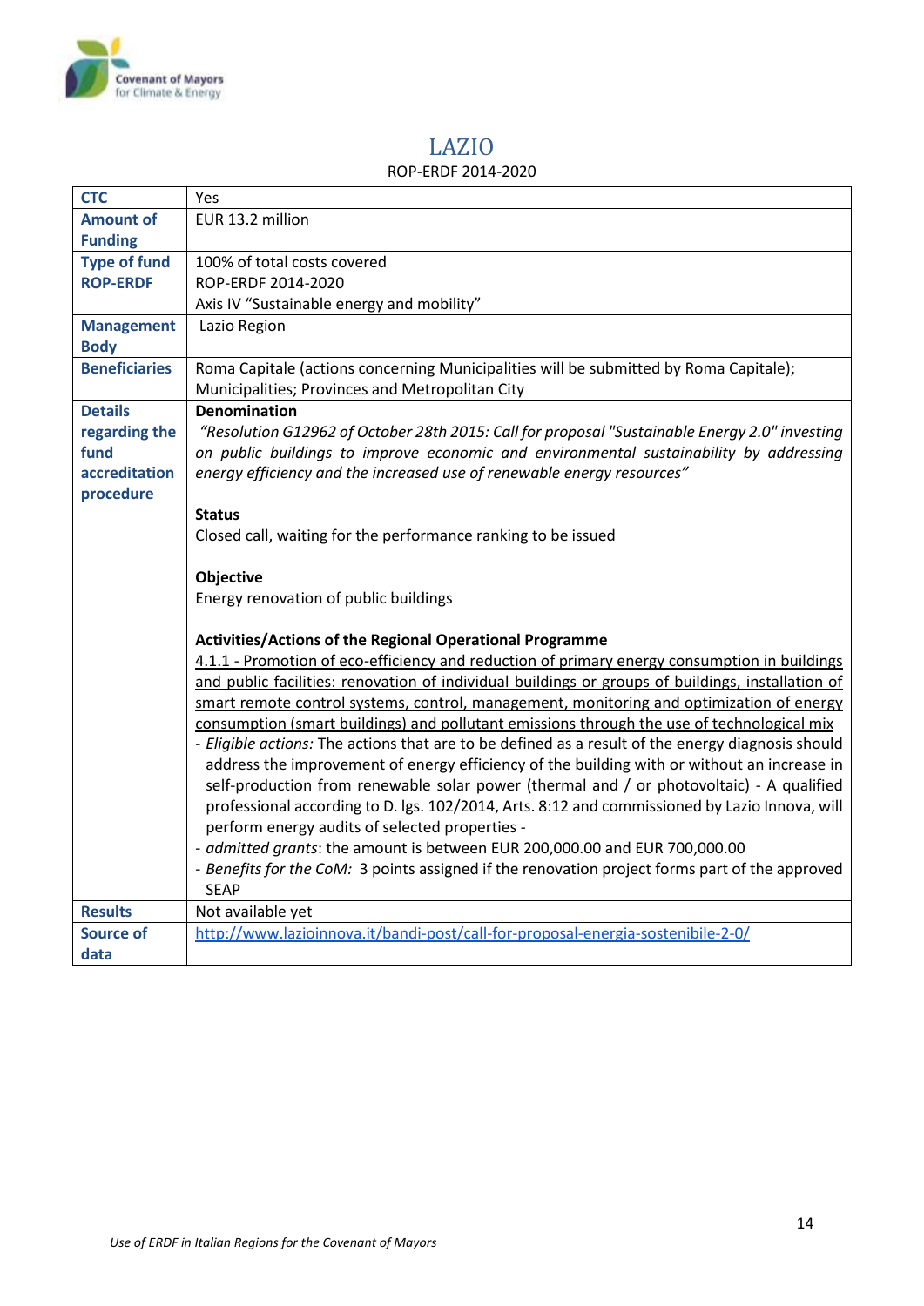# LAZIO

ROP-ERDF 2014-2020

| | |
|---|---|
| **CTC** | Yes |
| **Amount of Funding** | EUR 13.2 million |
| **Type of fund** | 100% of total costs covered |
| **ROP-ERDF** | ROP-ERDF 2014-2020<br>Axis IV "Sustainable energy and mobility" |
| **Management Body** | Lazio Region |
| **Beneficiaries** | Roma Capitale (actions concerning Municipalities will be submitted by Roma Capitale); Municipalities; Provinces and Metropolitan City |
| **Details regarding the fund accreditation procedure** | **Denomination**<br>*"Resolution G12962 of October 28th 2015: Call for proposal "Sustainable Energy 2.0" investing on public buildings to improve economic and environmental sustainability by addressing energy efficiency and the increased use of renewable energy resources"*<br><br>**Status**<br>Closed call, waiting for the performance ranking to be issued<br><br>**Objective**<br>Energy renovation of public buildings<br><br>**Activities/Actions of the Regional Operational Programme**<br><u>4.1.1 - Promotion of eco-efficiency and reduction of primary energy consumption in buildings and public facilities: renovation of individual buildings or groups of buildings, installation of smart remote control systems, control, management, monitoring and optimization of energy consumption (smart buildings) and pollutant emissions through the use of technological mix</u><br>- *Eligible actions:* The actions that are to be defined as a result of the energy diagnosis should address the improvement of energy efficiency of the building with or without an increase in self-production from renewable solar power (thermal and / or photovoltaic) - A qualified professional according to D. lgs. 102/2014, Arts. 8:12 and commissioned by Lazio Innova, will perform energy audits of selected properties -<br>- *admitted grants*: the amount is between EUR 200,000.00 and EUR 700,000.00<br>- *Benefits for the CoM:* 3 points assigned if the renovation project forms part of the approved SEAP |
| **Results** | Not available yet |
| **Source of data** | http://www.lazioinnova.it/bandi-post/call-for-proposal-energia-sostenibile-2-0/ |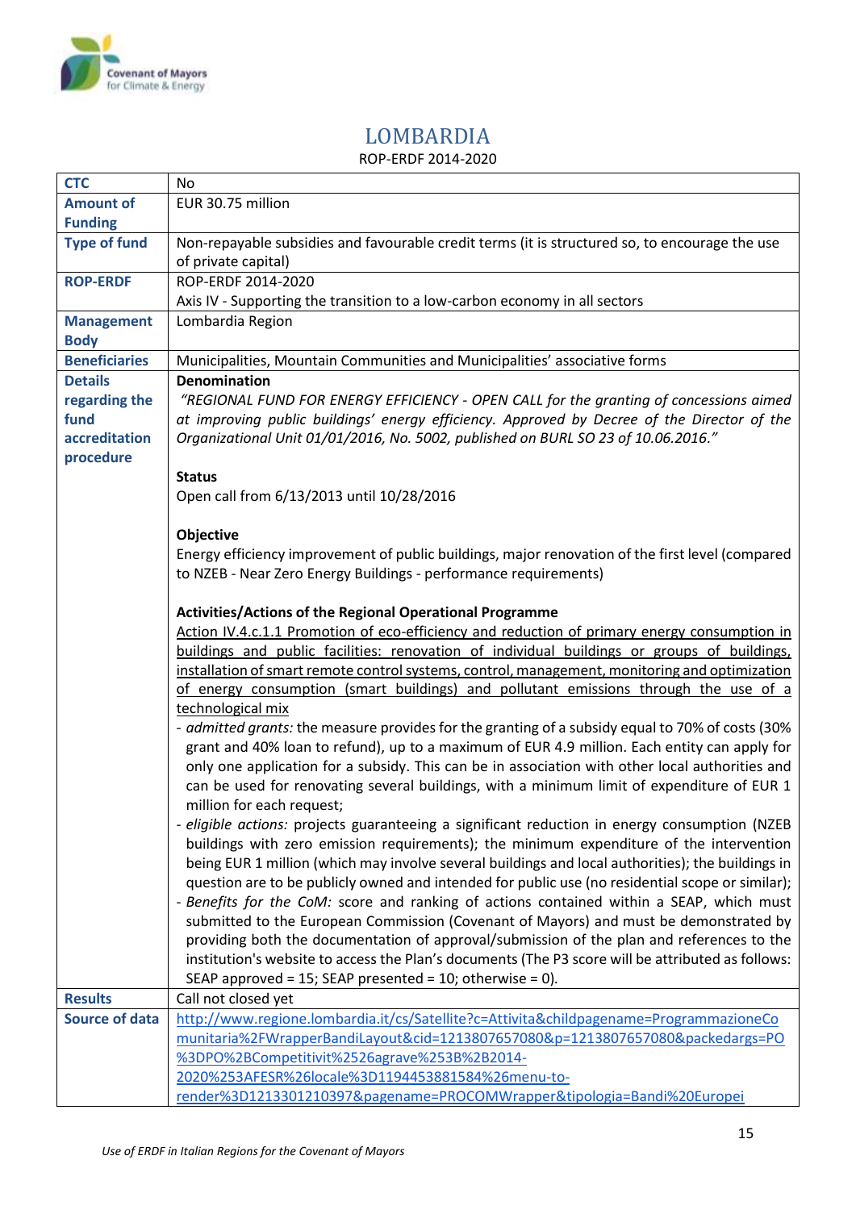# LOMBARDIA

ROP-ERDF 2014-2020

| | |
|---|---|
| **CTC** | No |
| **Amount of Funding** | EUR 30.75 million |
| **Type of fund** | Non-repayable subsidies and favourable credit terms (it is structured so, to encourage the use of private capital) |
| **ROP-ERDF** | ROP-ERDF 2014-2020<br>Axis IV - Supporting the transition to a low-carbon economy in all sectors |
| **Management Body** | Lombardia Region |
| **Beneficiaries** | Municipalities, Mountain Communities and Municipalities' associative forms |
| **Details regarding the fund accreditation procedure** | **Denomination**<br>*"REGIONAL FUND FOR ENERGY EFFICIENCY - OPEN CALL for the granting of concessions aimed at improving public buildings' energy efficiency. Approved by Decree of the Director of the Organizational Unit 01/01/2016, No. 5002, published on BURL SO 23 of 10.06.2016."*<br><br>**Status**<br>Open call from 6/13/2013 until 10/28/2016<br><br>**Objective**<br>Energy efficiency improvement of public buildings, major renovation of the first level (compared to NZEB - Near Zero Energy Buildings - performance requirements)<br><br>**Activities/Actions of the Regional Operational Programme**<br><u>Action IV.4.c.1.1 Promotion of eco-efficiency and reduction of primary energy consumption in buildings and public facilities: renovation of individual buildings or groups of buildings, installation of smart remote control systems, control, management, monitoring and optimization of energy consumption (smart buildings) and pollutant emissions through the use of a technological mix</u><br>- *admitted grants:* the measure provides for the granting of a subsidy equal to 70% of costs (30% grant and 40% loan to refund), up to a maximum of EUR 4.9 million. Each entity can apply for only one application for a subsidy. This can be in association with other local authorities and can be used for renovating several buildings, with a minimum limit of expenditure of EUR 1 million for each request;<br>- *eligible actions:* projects guaranteeing a significant reduction in energy consumption (NZEB buildings with zero emission requirements); the minimum expenditure of the intervention being EUR 1 million (which may involve several buildings and local authorities); the buildings in question are to be publicly owned and intended for public use (no residential scope or similar);<br>- *Benefits for the CoM:* score and ranking of actions contained within a SEAP, which must submitted to the European Commission (Covenant of Mayors) and must be demonstrated by providing both the documentation of approval/submission of the plan and references to the institution's website to access the Plan's documents (The P3 score will be attributed as follows: SEAP approved = 15; SEAP presented = 10; otherwise = 0). |
| **Results** | Call not closed yet |
| **Source of data** | http://www.regione.lombardia.it/cs/Satellite?c=Attivita&childpagename=ProgrammazioneComunitaria%2FWrapperBandiLayout&cid=1213807657080&p=1213807657080&packedargs=PO%3DPO%2BCompetitivit%2526agrave%253B%2B2014-2020%253AFESR%26locale%3D1194453881584%26menu-to-render%3D1213301210397&pagename=PROCOMWrapper&tipologia=Bandi%20Europei |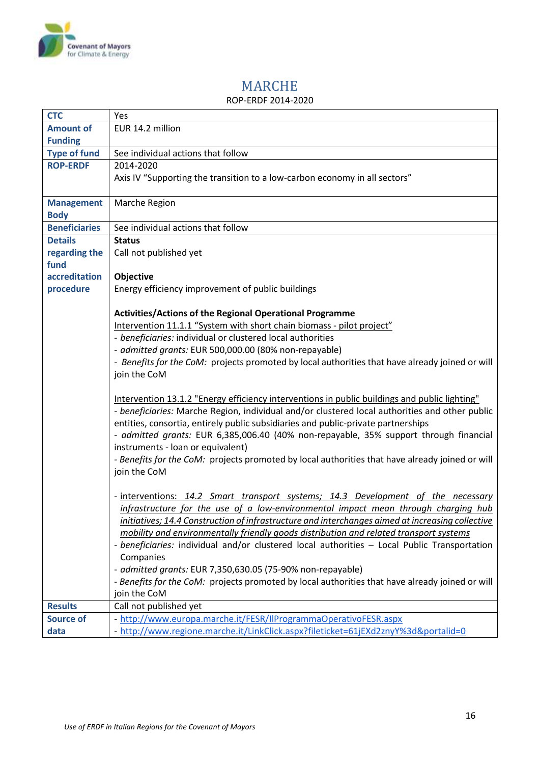# MARCHE

ROP-ERDF 2014-2020

| **CTC** | Yes |
|---|---|
| **Amount of Funding** | EUR 14.2 million |
| **Type of fund** | See individual actions that follow |
| **ROP-ERDF** | 2014-2020<br>Axis IV "Supporting the transition to a low-carbon economy in all sectors" |
| **Management Body** | Marche Region |
| **Beneficiaries** | See individual actions that follow |
| **Details regarding the fund accreditation procedure** | **Status**<br>Call not published yet<br><br>**Objective**<br>Energy efficiency improvement of public buildings<br><br>**Activities/Actions of the Regional Operational Programme**<br>Intervention 11.1.1 "System with short chain biomass - pilot project"<br>- *beneficiaries:* individual or clustered local authorities<br>- *admitted grants:* EUR 500,000.00 (80% non-repayable)<br>- *Benefits for the CoM:* projects promoted by local authorities that have already joined or will join the CoM<br><br>Intervention 13.1.2 "Energy efficiency interventions in public buildings and public lighting"<br>- *beneficiaries:* Marche Region, individual and/or clustered local authorities and other public entities, consortia, entirely public subsidiaries and public-private partnerships<br>- *admitted grants:* EUR 6,385,006.40 (40% non-repayable, 35% support through financial instruments - loan or equivalent)<br>- *Benefits for the CoM:* projects promoted by local authorities that have already joined or will join the CoM<br><br>- interventions: *14.2 Smart transport systems; 14.3 Development of the necessary infrastructure for the use of a low-environmental impact mean through charging hub initiatives; 14.4 Construction of infrastructure and interchanges aimed at increasing collective mobility and environmentally friendly goods distribution and related transport systems*<br>- *beneficiaries:* individual and/or clustered local authorities – Local Public Transportation Companies<br>- *admitted grants:* EUR 7,350,630.05 (75-90% non-repayable)<br>- *Benefits for the CoM:* projects promoted by local authorities that have already joined or will join the CoM |
| **Results** | Call not published yet |
| **Source of data** | - http://www.europa.marche.it/FESR/IlProgrammaOperativoFESR.aspx<br>- http://www.regione.marche.it/LinkClick.aspx?fileticket=61jEXd2znyY%3d&portalid=0 |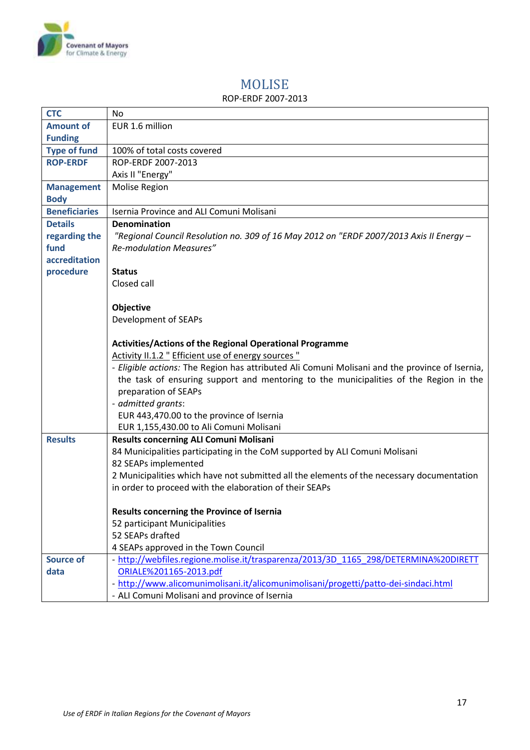# MOLISE

ROP-ERDF 2007-2013

| | |
|---|---|
| **CTC** | No |
| **Amount of Funding** | EUR 1.6 million |
| **Type of fund** | 100% of total costs covered |
| **ROP-ERDF** | ROP-ERDF 2007-2013<br>Axis II "Energy" |
| **Management Body** | Molise Region |
| **Beneficiaries** | Isernia Province and ALI Comuni Molisani |
| **Details regarding the fund accreditation procedure** | **Denomination**<br>*"Regional Council Resolution no. 309 of 16 May 2012 on "ERDF 2007/2013 Axis II Energy – Re-modulation Measures"*<br><br>**Status**<br>Closed call<br><br>**Objective**<br>Development of SEAPs<br><br>**Activities/Actions of the Regional Operational Programme**<br>Activity II.1.2 " Efficient use of energy sources "<br>- *Eligible actions:* The Region has attributed Ali Comuni Molisani and the province of Isernia, the task of ensuring support and mentoring to the municipalities of the Region in the preparation of SEAPs<br>- *admitted grants*:<br>EUR 443,470.00 to the province of Isernia<br>EUR 1,155,430.00 to Ali Comuni Molisani |
| **Results** | **Results concerning ALI Comuni Molisani**<br>84 Municipalities participating in the CoM supported by ALI Comuni Molisani<br>82 SEAPs implemented<br>2 Municipalities which have not submitted all the elements of the necessary documentation in order to proceed with the elaboration of their SEAPs<br><br>**Results concerning the Province of Isernia**<br>52 participant Municipalities<br>52 SEAPs drafted<br>4 SEAPs approved in the Town Council |
| **Source of data** | - http://webfiles.regione.molise.it/trasparenza/2013/3D_1165_298/DETERMINA%20DIRETTORIALE%201165-2013.pdf<br>- http://www.alicomunimolisani.it/alicomunimolisani/progetti/patto-dei-sindaci.html<br>- ALI Comuni Molisani and province of Isernia |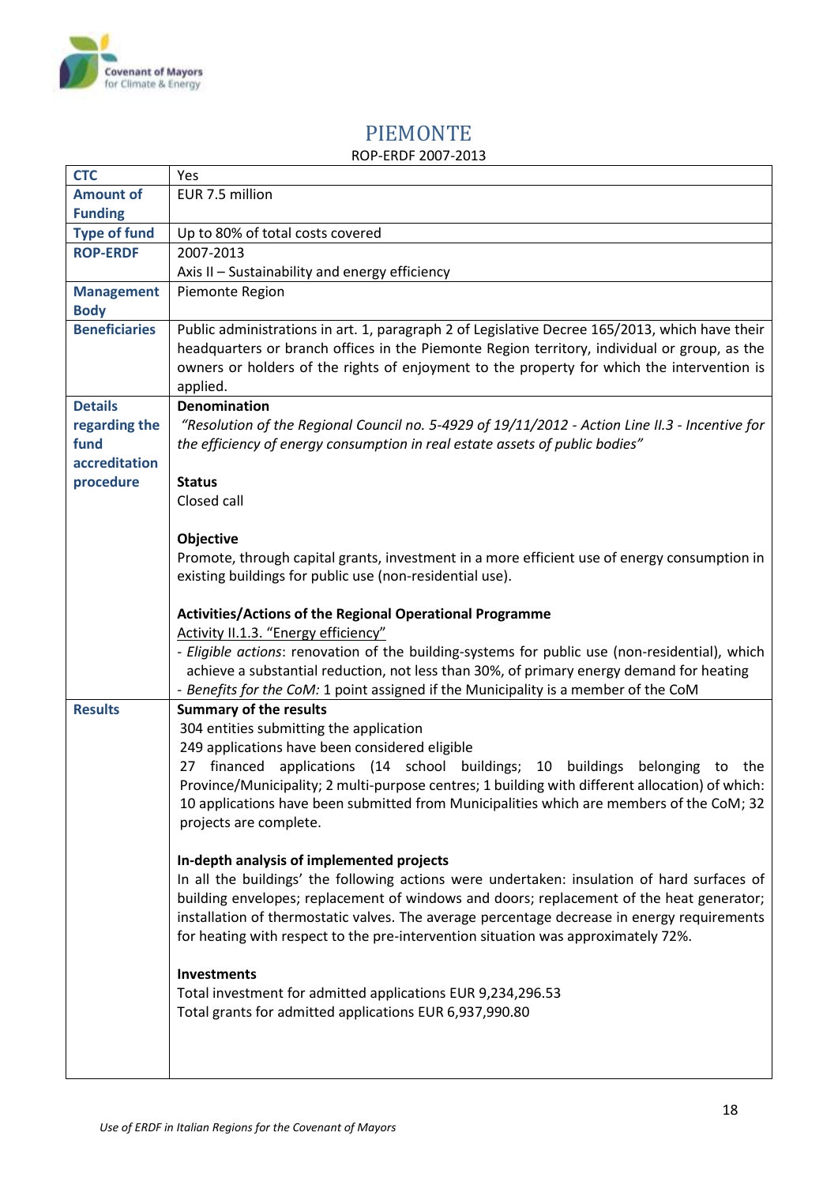# PIEMONTE

ROP-ERDF 2007-2013

| | |
|---|---|
| **CTC** | Yes |
| **Amount of Funding** | EUR 7.5 million |
| **Type of fund** | Up to 80% of total costs covered |
| **ROP-ERDF** | 2007-2013<br>Axis II – Sustainability and energy efficiency |
| **Management Body** | Piemonte Region |
| **Beneficiaries** | Public administrations in art. 1, paragraph 2 of Legislative Decree 165/2013, which have their headquarters or branch offices in the Piemonte Region territory, individual or group, as the owners or holders of the rights of enjoyment to the property for which the intervention is applied. |
| **Details regarding the fund accreditation procedure** | **Denomination**<br>*"Resolution of the Regional Council no. 5-4929 of 19/11/2012 - Action Line II.3 - Incentive for the efficiency of energy consumption in real estate assets of public bodies"*<br><br>**Status**<br>Closed call<br><br>**Objective**<br>Promote, through capital grants, investment in a more efficient use of energy consumption in existing buildings for public use (non-residential use).<br><br>**Activities/Actions of the Regional Operational Programme**<br>Activity II.1.3. "Energy efficiency"<br>- *Eligible actions*: renovation of the building-systems for public use (non-residential), which achieve a substantial reduction, not less than 30%, of primary energy demand for heating<br>- *Benefits for the CoM:* 1 point assigned if the Municipality is a member of the CoM |
| **Results** | **Summary of the results**<br>304 entities submitting the application<br>249 applications have been considered eligible<br>27 financed applications (14 school buildings; 10 buildings belonging to the Province/Municipality; 2 multi-purpose centres; 1 building with different allocation) of which: 10 applications have been submitted from Municipalities which are members of the CoM; 32 projects are complete.<br><br>**In-depth analysis of implemented projects**<br>In all the buildings' the following actions were undertaken: insulation of hard surfaces of building envelopes; replacement of windows and doors; replacement of the heat generator; installation of thermostatic valves. The average percentage decrease in energy requirements for heating with respect to the pre-intervention situation was approximately 72%.<br><br>**Investments**<br>Total investment for admitted applications EUR 9,234,296.53<br>Total grants for admitted applications EUR 6,937,990.80 |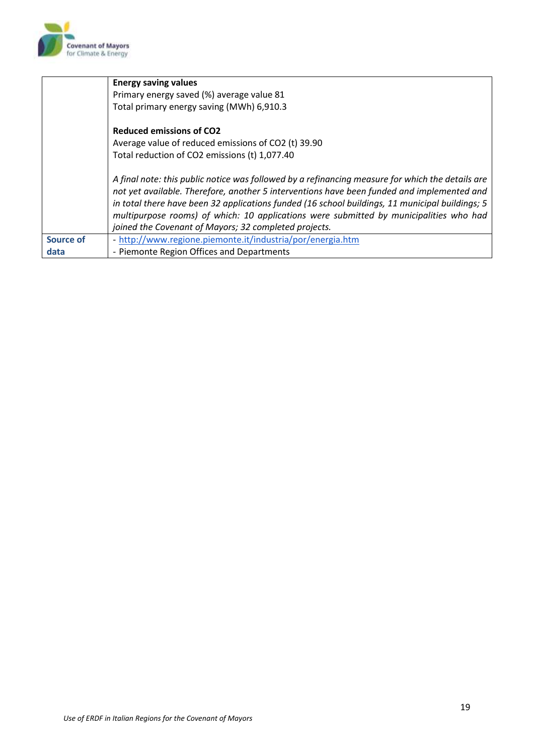| | |
|---|---|
| | **Energy saving values**<br>Primary energy saved (%) average value 81<br>Total primary energy saving (MWh) 6,910.3<br><br>**Reduced emissions of CO2**<br>Average value of reduced emissions of CO2 (t) 39.90<br>Total reduction of CO2 emissions (t) 1,077.40<br><br>*A final note: this public notice was followed by a refinancing measure for which the details are not yet available. Therefore, another 5 interventions have been funded and implemented and in total there have been 32 applications funded (16 school buildings, 11 municipal buildings; 5 multipurpose rooms) of which: 10 applications were submitted by municipalities who had joined the Covenant of Mayors; 32 completed projects.* |
| **Source of data** | - http://www.regione.piemonte.it/industria/por/energia.htm<br>- Piemonte Region Offices and Departments |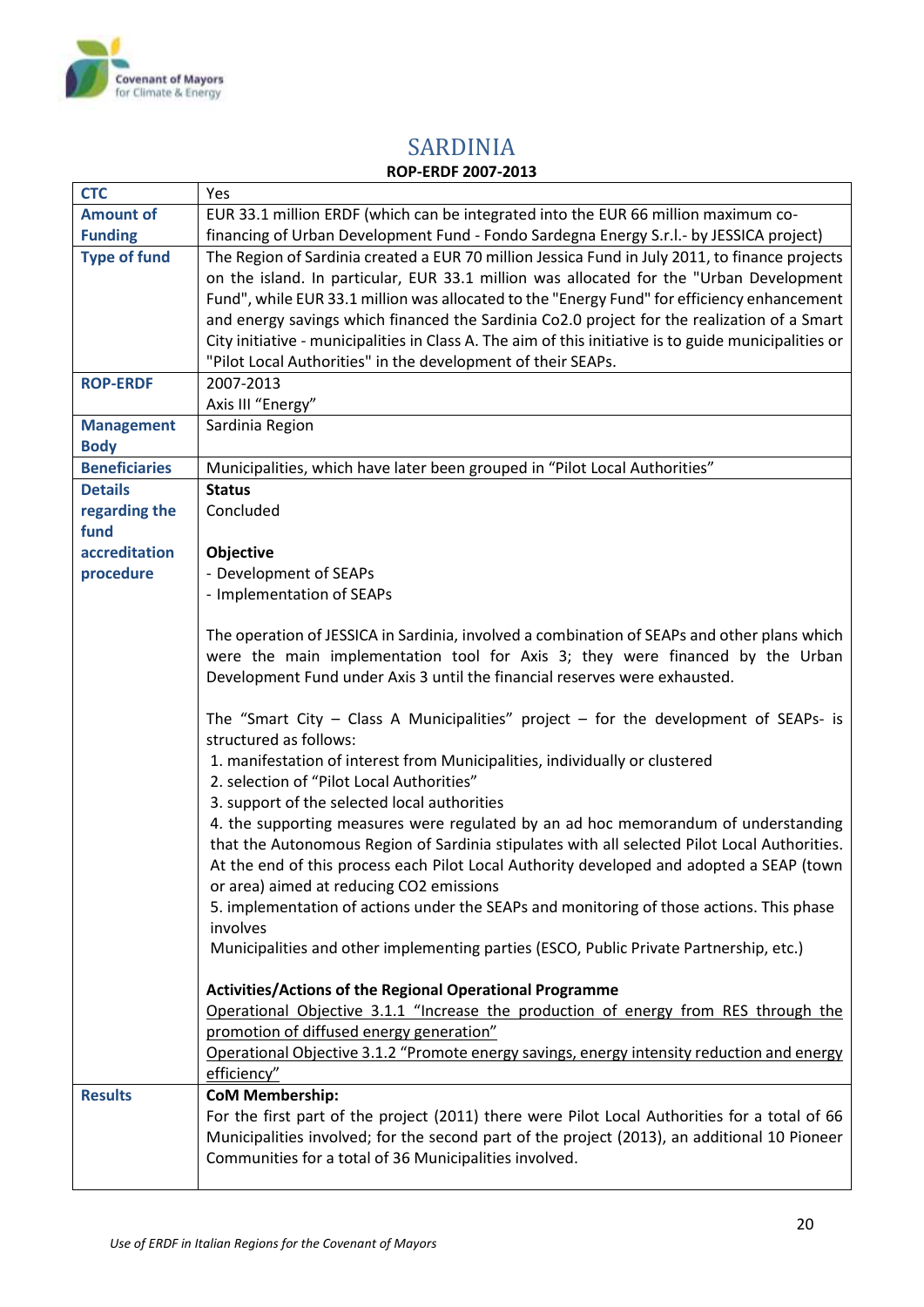# SARDINIA

**ROP-ERDF 2007-2013**

| | |
|---|---|
| **CTC** | Yes |
| **Amount of Funding** | EUR 33.1 million ERDF (which can be integrated into the EUR 66 million maximum co-financing of Urban Development Fund - Fondo Sardegna Energy S.r.l.- by JESSICA project) |
| **Type of fund** | The Region of Sardinia created a EUR 70 million Jessica Fund in July 2011, to finance projects on the island. In particular, EUR 33.1 million was allocated for the "Urban Development Fund", while EUR 33.1 million was allocated to the "Energy Fund" for efficiency enhancement and energy savings which financed the Sardinia Co2.0 project for the realization of a Smart City initiative - municipalities in Class A. The aim of this initiative is to guide municipalities or "Pilot Local Authorities" in the development of their SEAPs. |
| **ROP-ERDF** | 2007-2013<br>Axis III "Energy" |
| **Management Body** | Sardinia Region |
| **Beneficiaries** | Municipalities, which have later been grouped in "Pilot Local Authorities" |
| **Details regarding the fund accreditation procedure** | **Status**<br>Concluded<br><br>**Objective**<br>- Development of SEAPs<br>- Implementation of SEAPs<br><br>The operation of JESSICA in Sardinia, involved a combination of SEAPs and other plans which were the main implementation tool for Axis 3; they were financed by the Urban Development Fund under Axis 3 until the financial reserves were exhausted.<br><br>The "Smart City – Class A Municipalities" project – for the development of SEAPs- is structured as follows:<br>1. manifestation of interest from Municipalities, individually or clustered<br>2. selection of "Pilot Local Authorities"<br>3. support of the selected local authorities<br>4. the supporting measures were regulated by an ad hoc memorandum of understanding that the Autonomous Region of Sardinia stipulates with all selected Pilot Local Authorities. At the end of this process each Pilot Local Authority developed and adopted a SEAP (town or area) aimed at reducing CO2 emissions<br>5. implementation of actions under the SEAPs and monitoring of those actions. This phase involves<br>Municipalities and other implementing parties (ESCO, Public Private Partnership, etc.)<br><br>**Activities/Actions of the Regional Operational Programme**<br><u>Operational Objective 3.1.1 "Increase the production of energy from RES through the promotion of diffused energy generation"</u><br><u>Operational Objective 3.1.2 "Promote energy savings, energy intensity reduction and energy efficiency"</u> |
| **Results** | **CoM Membership:**<br>For the first part of the project (2011) there were Pilot Local Authorities for a total of 66 Municipalities involved; for the second part of the project (2013), an additional 10 Pioneer Communities for a total of 36 Municipalities involved. |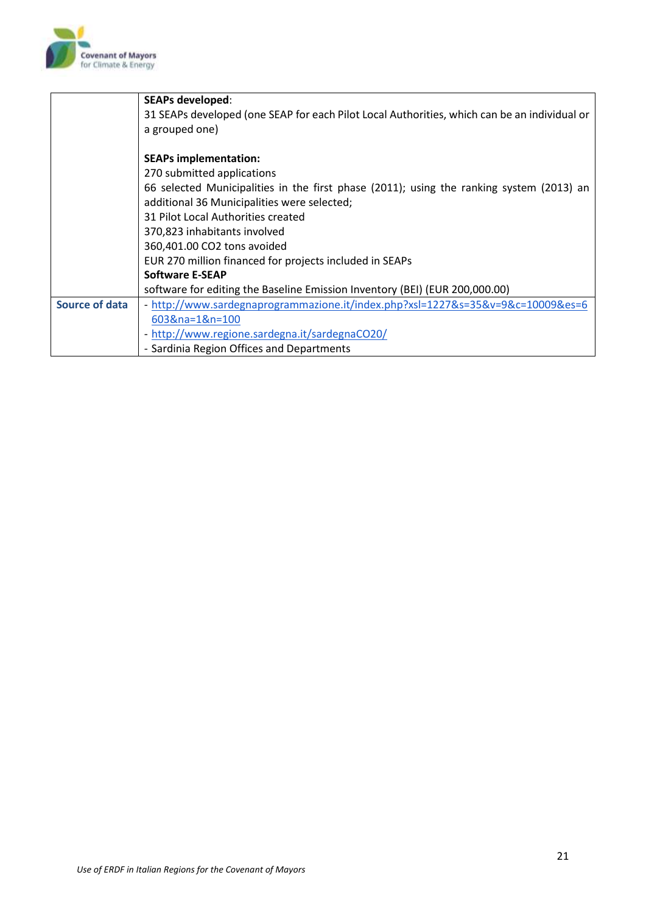| | |
|---|---|
| | **SEAPs developed**:<br>31 SEAPs developed (one SEAP for each Pilot Local Authorities, which can be an individual or a grouped one)<br><br>**SEAPs implementation:**<br>270 submitted applications<br>66 selected Municipalities in the first phase (2011); using the ranking system (2013) an additional 36 Municipalities were selected;<br>31 Pilot Local Authorities created<br>370,823 inhabitants involved<br>360,401.00 $CO_2$ tons avoided<br>EUR 270 million financed for projects included in SEAPs<br>**Software E-SEAP**<br>software for editing the Baseline Emission Inventory (BEI) (EUR 200,000.00) |
| **Source of data** | - http://www.sardegnaprogrammazione.it/index.php?xsl=1227&s=35&v=9&c=10009&es=6603&na=1&n=100<br>- http://www.regione.sardegna.it/sardegnaCO20/<br>- Sardinia Region Offices and Departments |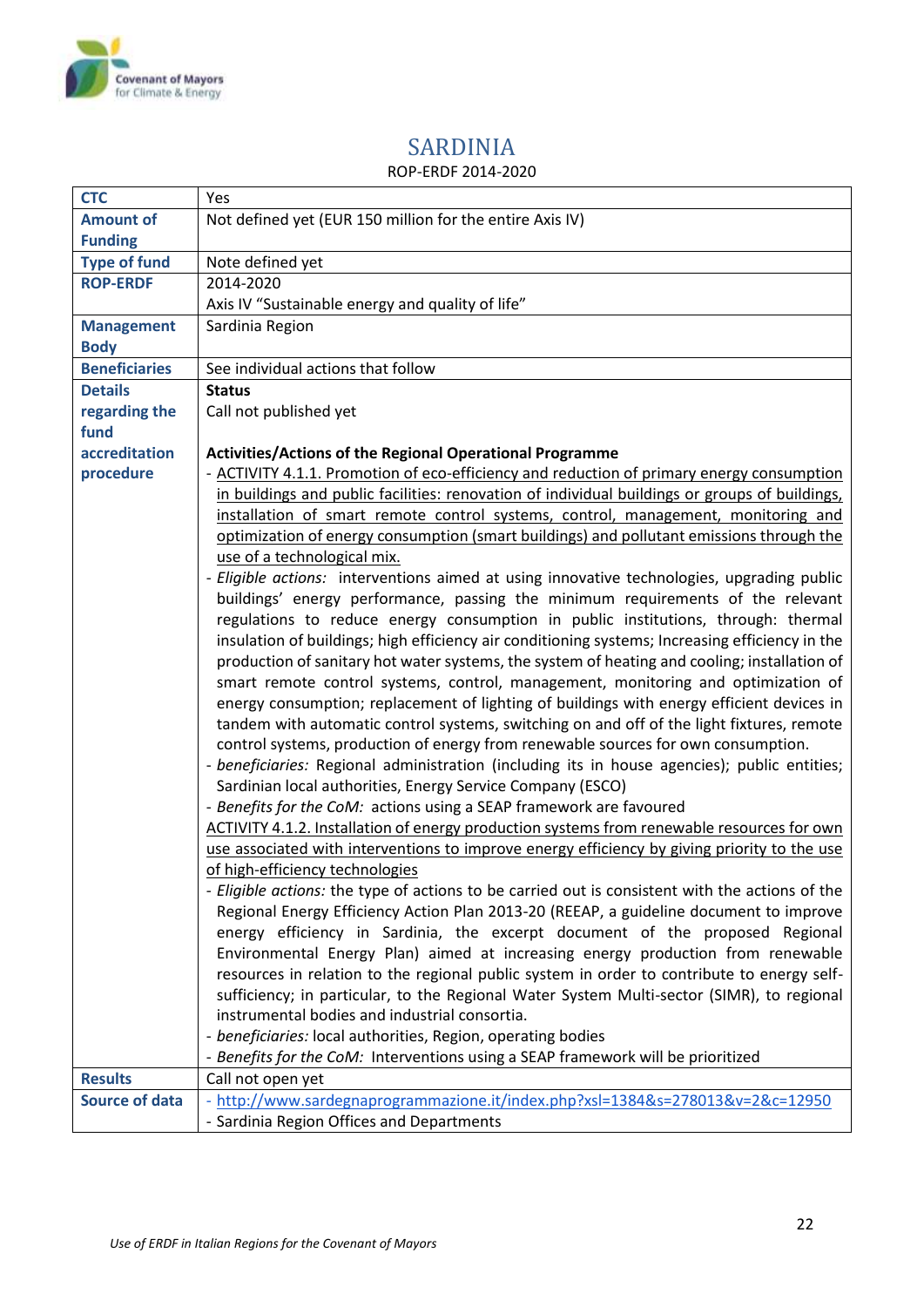# SARDINIA

ROP-ERDF 2014-2020

| | |
|---|---|
| **CTC** | Yes |
| **Amount of Funding** | Not defined yet (EUR 150 million for the entire Axis IV) |
| **Type of fund** | Note defined yet |
| **ROP-ERDF** | 2014-2020<br>Axis IV "Sustainable energy and quality of life" |
| **Management Body** | Sardinia Region |
| **Beneficiaries** | See individual actions that follow |
| **Details regarding the fund accreditation procedure** | **Status**<br>Call not published yet<br><br>**Activities/Actions of the Regional Operational Programme**<br>- ACTIVITY 4.1.1. Promotion of eco-efficiency and reduction of primary energy consumption in buildings and public facilities: renovation of individual buildings or groups of buildings, installation of smart remote control systems, control, management, monitoring and optimization of energy consumption (smart buildings) and pollutant emissions through the use of a technological mix.<br>- *Eligible actions:* interventions aimed at using innovative technologies, upgrading public buildings' energy performance, passing the minimum requirements of the relevant regulations to reduce energy consumption in public institutions, through: thermal insulation of buildings; high efficiency air conditioning systems; Increasing efficiency in the production of sanitary hot water systems, the system of heating and cooling; installation of smart remote control systems, control, management, monitoring and optimization of energy consumption; replacement of lighting of buildings with energy efficient devices in tandem with automatic control systems, switching on and off of the light fixtures, remote control systems, production of energy from renewable sources for own consumption.<br>- *beneficiaries:* Regional administration (including its in house agencies); public entities; Sardinian local authorities, Energy Service Company (ESCO)<br>- *Benefits for the CoM:* actions using a SEAP framework are favoured<br>ACTIVITY 4.1.2. Installation of energy production systems from renewable resources for own use associated with interventions to improve energy efficiency by giving priority to the use of high-efficiency technologies<br>- *Eligible actions:* the type of actions to be carried out is consistent with the actions of the Regional Energy Efficiency Action Plan 2013-20 (REEAP, a guideline document to improve energy efficiency in Sardinia, the excerpt document of the proposed Regional Environmental Energy Plan) aimed at increasing energy production from renewable resources in relation to the regional public system in order to contribute to energy self-sufficiency; in particular, to the Regional Water System Multi-sector (SIMR), to regional instrumental bodies and industrial consortia.<br>- *beneficiaries:* local authorities, Region, operating bodies<br>- *Benefits for the CoM:* Interventions using a SEAP framework will be prioritized |
| **Results** | Call not open yet |
| **Source of data** | - http://www.sardegnaprogrammazione.it/index.php?xsl=1384&s=278013&v=2&c=12950<br>- Sardinia Region Offices and Departments |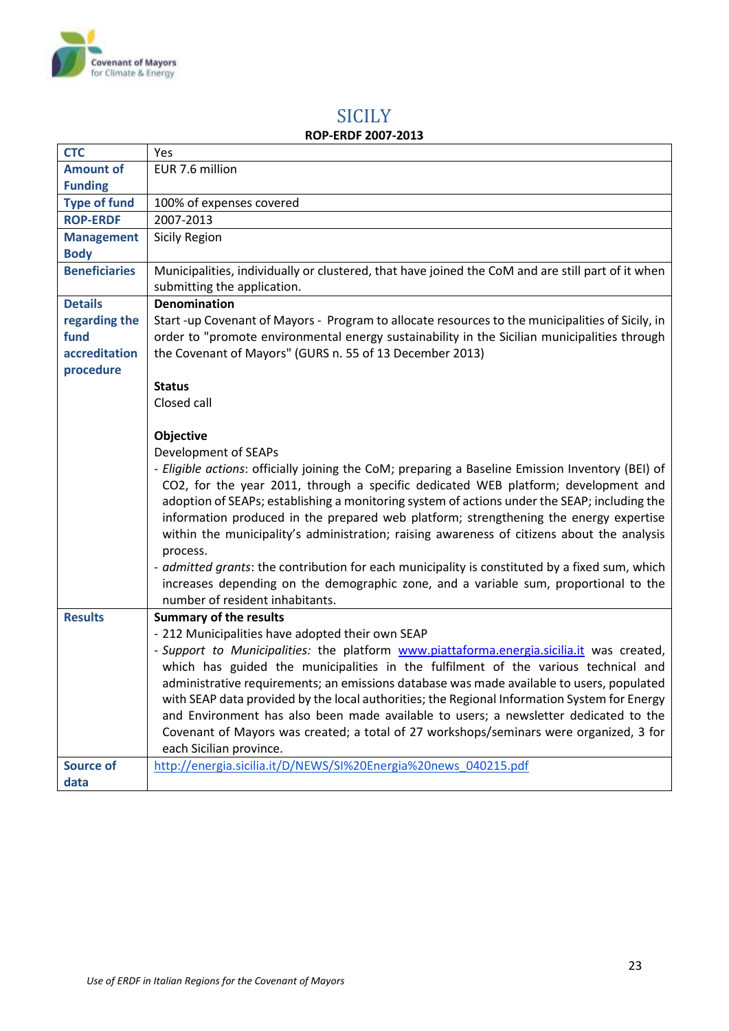# SICILY

**ROP-ERDF 2007-2013**

| | |
|---|---|
| **CTC** | Yes |
| **Amount of Funding** | EUR 7.6 million |
| **Type of fund** | 100% of expenses covered |
| **ROP-ERDF** | 2007-2013 |
| **Management Body** | Sicily Region |
| **Beneficiaries** | Municipalities, individually or clustered, that have joined the CoM and are still part of it when submitting the application. |
| **Details regarding the fund accreditation procedure** | **Denomination**<br>Start -up Covenant of Mayors - Program to allocate resources to the municipalities of Sicily, in order to "promote environmental energy sustainability in the Sicilian municipalities through the Covenant of Mayors" (GURS n. 55 of 13 December 2013)<br><br>**Status**<br>Closed call<br><br>**Objective**<br>Development of SEAPs<br>- *Eligible actions*: officially joining the CoM; preparing a Baseline Emission Inventory (BEI) of CO2, for the year 2011, through a specific dedicated WEB platform; development and adoption of SEAPs; establishing a monitoring system of actions under the SEAP; including the information produced in the prepared web platform; strengthening the energy expertise within the municipality's administration; raising awareness of citizens about the analysis process.<br>- *admitted grants*: the contribution for each municipality is constituted by a fixed sum, which increases depending on the demographic zone, and a variable sum, proportional to the number of resident inhabitants. |
| **Results** | **Summary of the results**<br>- 212 Municipalities have adopted their own SEAP<br>- *Support to Municipalities:* the platform www.piattaforma.energia.sicilia.it was created, which has guided the municipalities in the fulfilment of the various technical and administrative requirements; an emissions database was made available to users, populated with SEAP data provided by the local authorities; the Regional Information System for Energy and Environment has also been made available to users; a newsletter dedicated to the Covenant of Mayors was created; a total of 27 workshops/seminars were organized, 3 for each Sicilian province. |
| **Source of data** | http://energia.sicilia.it/D/NEWS/SI%20Energia%20news_040215.pdf |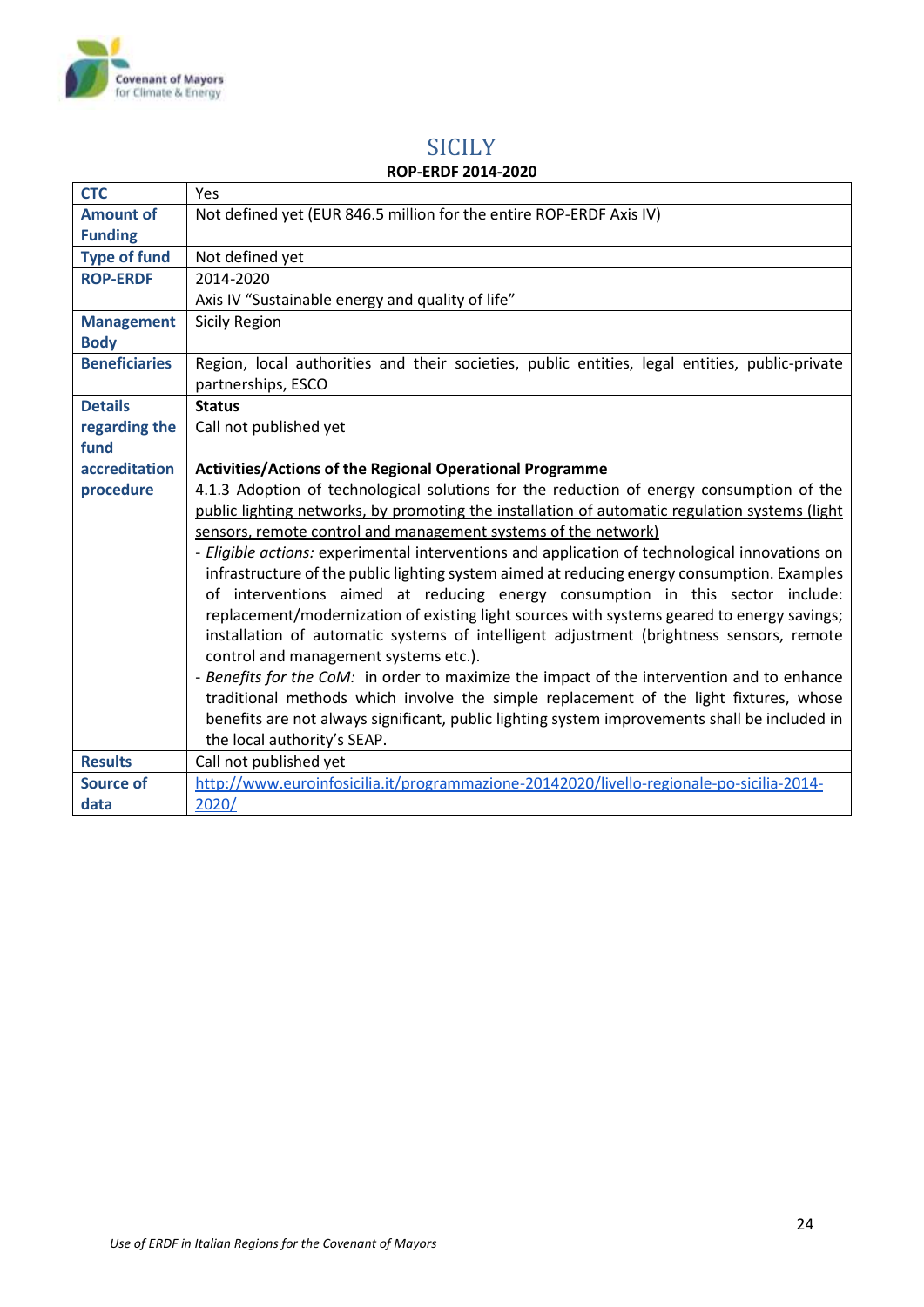# SICILY

**ROP-ERDF 2014-2020**

| **CTC** | Yes |
|---|---|
| **Amount of Funding** | Not defined yet (EUR 846.5 million for the entire ROP-ERDF Axis IV) |
| **Type of fund** | Not defined yet |
| **ROP-ERDF** | 2014-2020<br>Axis IV "Sustainable energy and quality of life" |
| **Management Body** | Sicily Region |
| **Beneficiaries** | Region, local authorities and their societies, public entities, legal entities, public-private partnerships, ESCO |
| **Details regarding the fund accreditation procedure** | **Status**<br>Call not published yet<br><br>**Activities/Actions of the Regional Operational Programme**<br><u>4.1.3 Adoption of technological solutions for the reduction of energy consumption of the public lighting networks, by promoting the installation of automatic regulation systems (light sensors, remote control and management systems of the network)</u><br>- *Eligible actions:* experimental interventions and application of technological innovations on infrastructure of the public lighting system aimed at reducing energy consumption. Examples of interventions aimed at reducing energy consumption in this sector include: replacement/modernization of existing light sources with systems geared to energy savings; installation of automatic systems of intelligent adjustment (brightness sensors, remote control and management systems etc.).<br>- *Benefits for the CoM:* in order to maximize the impact of the intervention and to enhance traditional methods which involve the simple replacement of the light fixtures, whose benefits are not always significant, public lighting system improvements shall be included in the local authority's SEAP. |
| **Results** | Call not published yet |
| **Source of data** | http://www.euroinfosicilia.it/programmazione-20142020/livello-regionale-po-sicilia-2014-2020/ |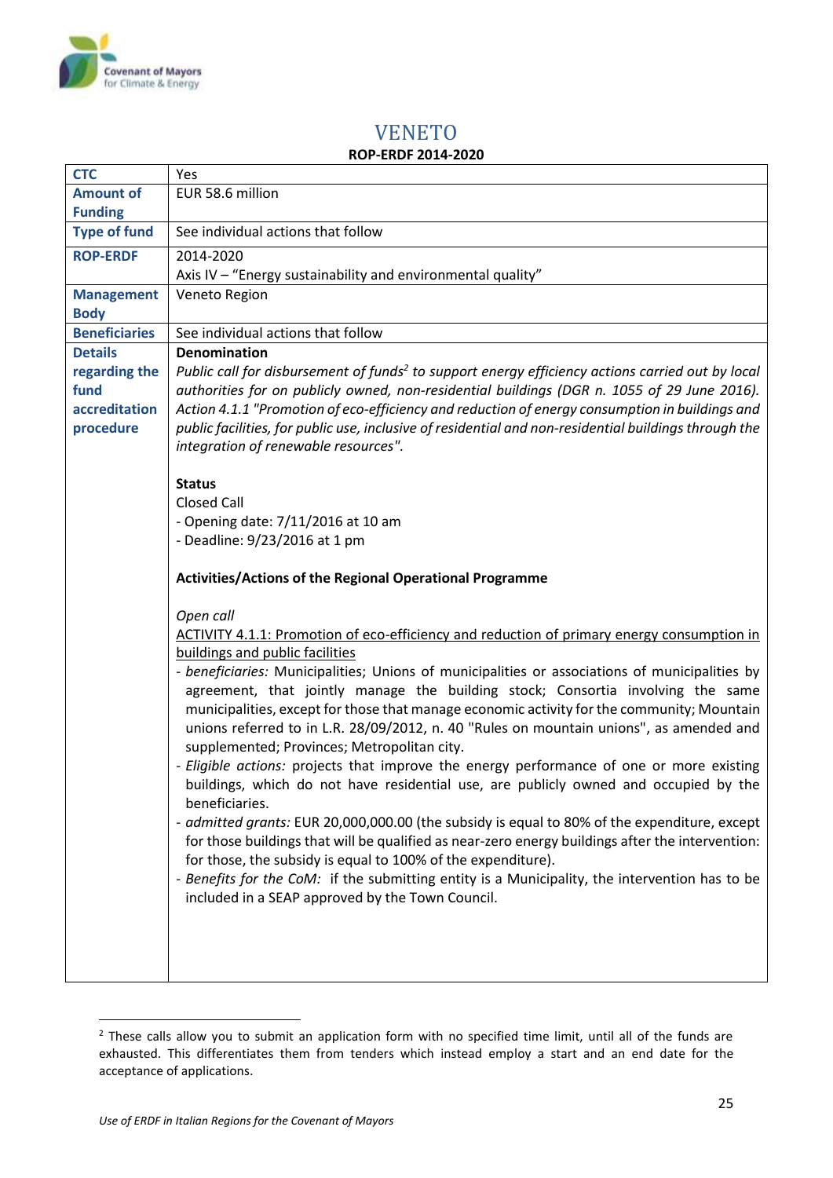# VENETO

**ROP-ERDF 2014-2020**

| | |
|---|---|
| **CTC** | Yes |
| **Amount of Funding** | EUR 58.6 million |
| **Type of fund** | See individual actions that follow |
| **ROP-ERDF** | 2014-2020<br>Axis IV – "Energy sustainability and environmental quality" |
| **Management Body** | Veneto Region |
| **Beneficiaries** | See individual actions that follow |
| **Details regarding the fund accreditation procedure** | **Denomination**<br>*Public call for disbursement of funds[2] to support energy efficiency actions carried out by local authorities for on publicly owned, non-residential buildings (DGR n. 1055 of 29 June 2016). Action 4.1.1 "Promotion of eco-efficiency and reduction of energy consumption in buildings and public facilities, for public use, inclusive of residential and non-residential buildings through the integration of renewable resources".*<br><br>**Status**<br>Closed Call<br>- Opening date: 7/11/2016 at 10 am<br>- Deadline: 9/23/2016 at 1 pm<br><br>**Activities/Actions of the Regional Operational Programme**<br><br>*Open call*<br><u>ACTIVITY 4.1.1: Promotion of eco-efficiency and reduction of primary energy consumption in buildings and public facilities</u><br>- *beneficiaries:* Municipalities; Unions of municipalities or associations of municipalities by agreement, that jointly manage the building stock; Consortia involving the same municipalities, except for those that manage economic activity for the community; Mountain unions referred to in L.R. 28/09/2012, n. 40 "Rules on mountain unions", as amended and supplemented; Provinces; Metropolitan city.<br>- *Eligible actions:* projects that improve the energy performance of one or more existing buildings, which do not have residential use, are publicly owned and occupied by the beneficiaries.<br>- *admitted grants:* EUR 20,000,000.00 (the subsidy is equal to 80% of the expenditure, except for those buildings that will be qualified as near-zero energy buildings after the intervention: for those, the subsidy is equal to 100% of the expenditure).<br>- *Benefits for the CoM:* if the submitting entity is a Municipality, the intervention has to be included in a SEAP approved by the Town Council. |

[2] These calls allow you to submit an application form with no specified time limit, until all of the funds are exhausted. This differentiates them from tenders which instead employ a start and an end date for the acceptance of applications.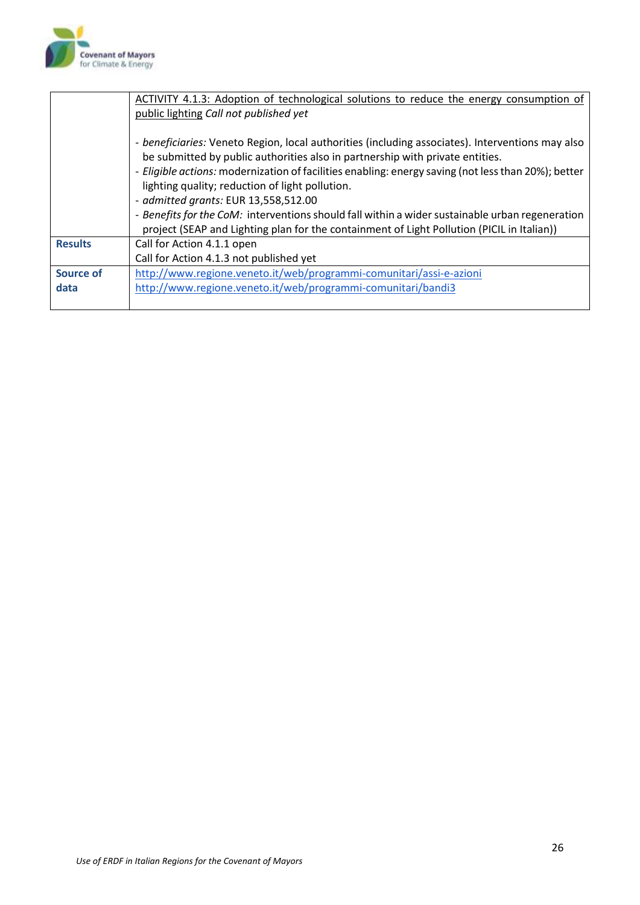| | |
|---|---|
| | ACTIVITY 4.1.3: Adoption of technological solutions to reduce the energy consumption of public lighting *Call not published yet*<br><br>- *beneficiaries:* Veneto Region, local authorities (including associates). Interventions may also be submitted by public authorities also in partnership with private entities.<br>- *Eligible actions:* modernization of facilities enabling: energy saving (not less than 20%); better lighting quality; reduction of light pollution.<br>- *admitted grants:* EUR 13,558,512.00<br>- *Benefits for the CoM:* interventions should fall within a wider sustainable urban regeneration project (SEAP and Lighting plan for the containment of Light Pollution (PICIL in Italian)) |
| **Results** | Call for Action 4.1.1 open<br>Call for Action 4.1.3 not published yet |
| **Source of data** | http://www.regione.veneto.it/web/programmi-comunitari/assi-e-azioni<br>http://www.regione.veneto.it/web/programmi-comunitari/bandi3 |